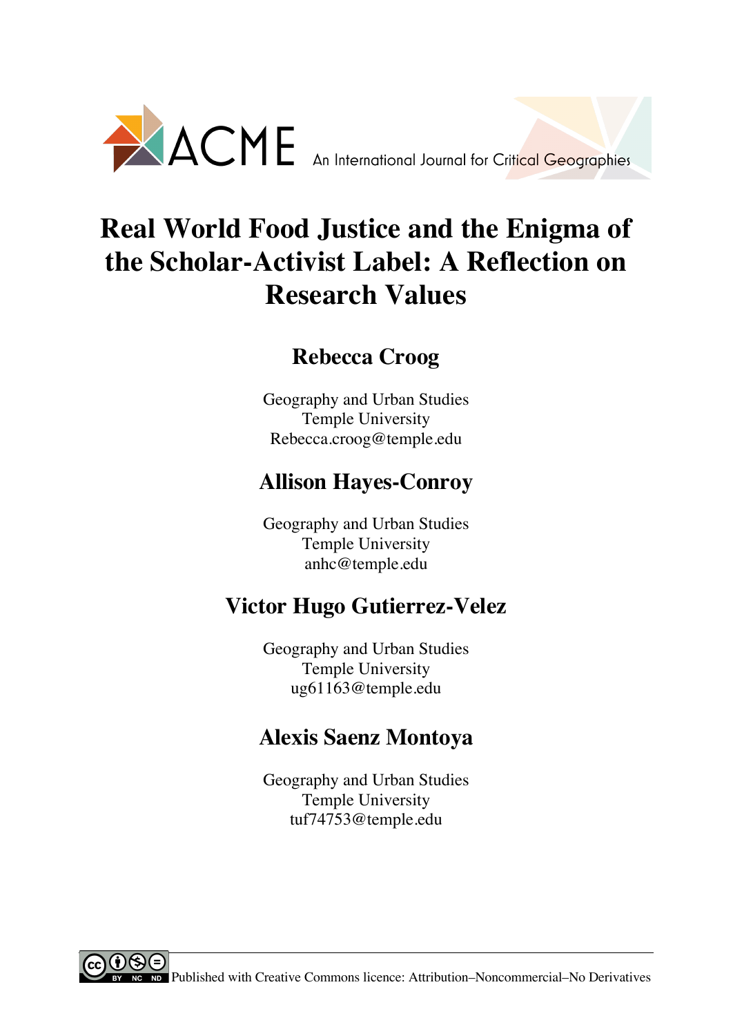ACME An International Journal for Critical Geographies

# Real World Food Justice and the Enigma of the Scholar-Activist Label: A Reflection on Research Values

## Rebecca Croog

Geography and Urban Studies
Temple University
Rebecca.croog@temple.edu

## Allison Hayes-Conroy

Geography and Urban Studies
Temple University
anhc@temple.edu

## Victor Hugo Gutierrez-Velez

Geography and Urban Studies
Temple University
ug61163@temple.edu

## Alexis Saenz Montoya

Geography and Urban Studies
Temple University
tuf74753@temple.edu

Published with Creative Commons licence: Attribution–Noncommercial–No Derivatives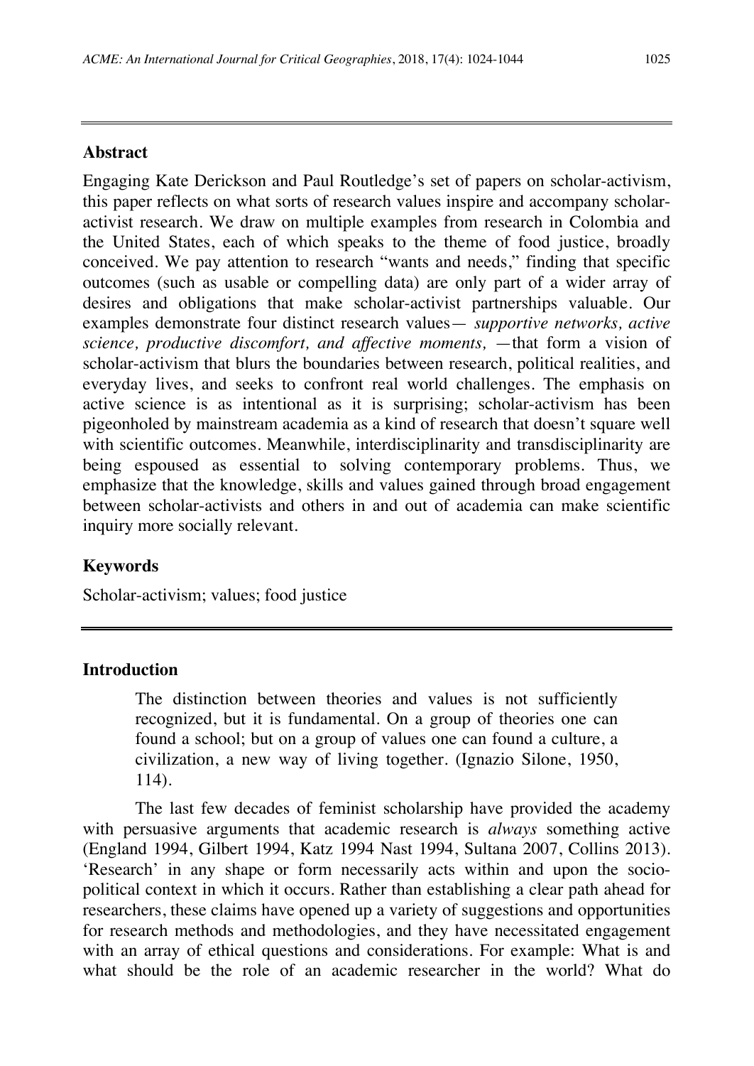## Abstract

Engaging Kate Derickson and Paul Routledge's set of papers on scholar-activism, this paper reflects on what sorts of research values inspire and accompany scholar-activist research. We draw on multiple examples from research in Colombia and the United States, each of which speaks to the theme of food justice, broadly conceived. We pay attention to research "wants and needs," finding that specific outcomes (such as usable or compelling data) are only part of a wider array of desires and obligations that make scholar-activist partnerships valuable. Our examples demonstrate four distinct research values— *supportive networks, active science, productive discomfort, and affective moments,* —that form a vision of scholar-activism that blurs the boundaries between research, political realities, and everyday lives, and seeks to confront real world challenges. The emphasis on active science is as intentional as it is surprising; scholar-activism has been pigeonholed by mainstream academia as a kind of research that doesn't square well with scientific outcomes. Meanwhile, interdisciplinarity and transdisciplinarity are being espoused as essential to solving contemporary problems. Thus, we emphasize that the knowledge, skills and values gained through broad engagement between scholar-activists and others in and out of academia can make scientific inquiry more socially relevant.

## Keywords

Scholar-activism; values; food justice

## Introduction

> The distinction between theories and values is not sufficiently recognized, but it is fundamental. On a group of theories one can found a school; but on a group of values one can found a culture, a civilization, a new way of living together. (Ignazio Silone, 1950, 114).

The last few decades of feminist scholarship have provided the academy with persuasive arguments that academic research is *always* something active (England 1994, Gilbert 1994, Katz 1994 Nast 1994, Sultana 2007, Collins 2013). 'Research' in any shape or form necessarily acts within and upon the socio-political context in which it occurs. Rather than establishing a clear path ahead for researchers, these claims have opened up a variety of suggestions and opportunities for research methods and methodologies, and they have necessitated engagement with an array of ethical questions and considerations. For example: What is and what should be the role of an academic researcher in the world? What do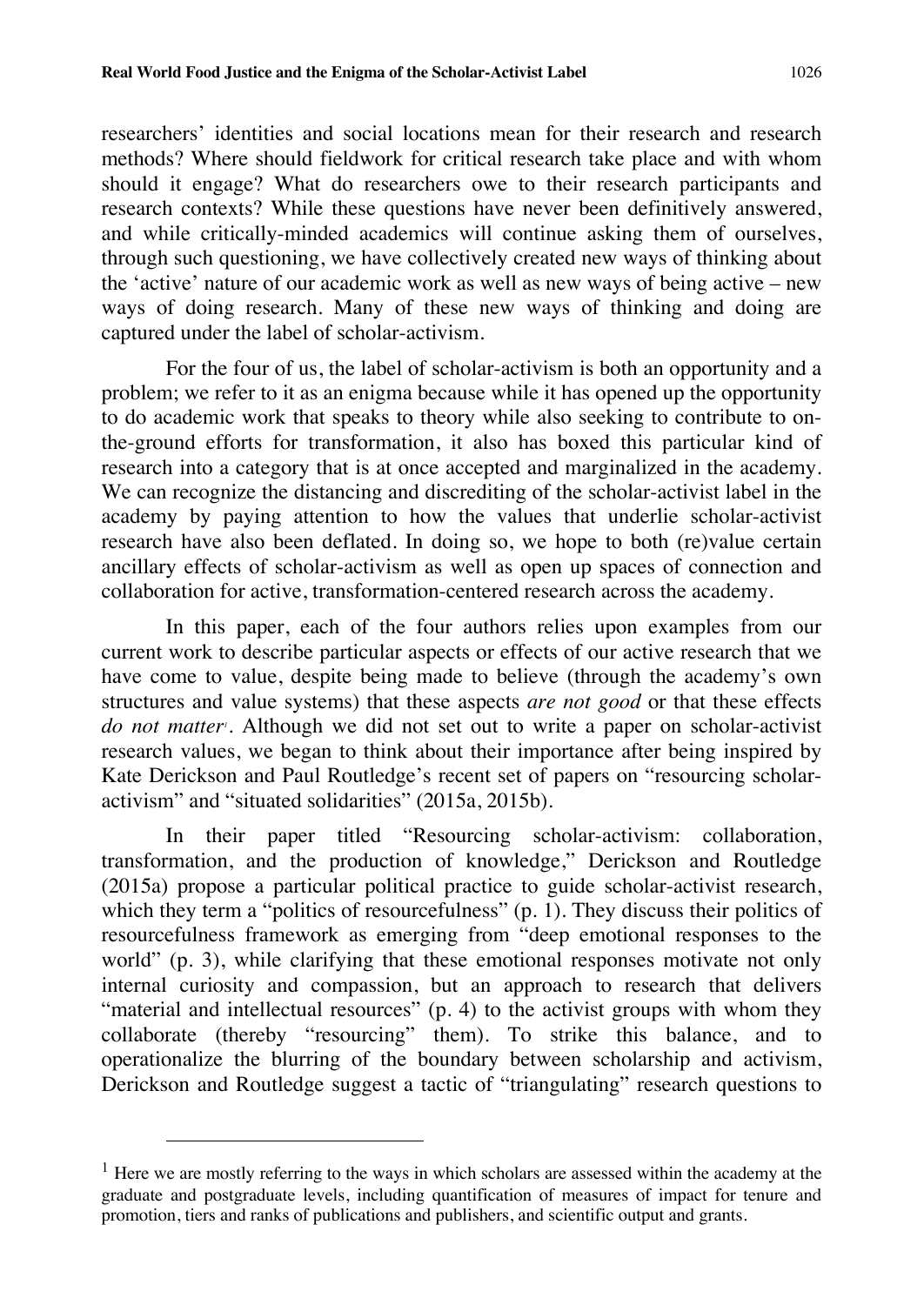researchers' identities and social locations mean for their research and research methods? Where should fieldwork for critical research take place and with whom should it engage? What do researchers owe to their research participants and research contexts? While these questions have never been definitively answered, and while critically-minded academics will continue asking them of ourselves, through such questioning, we have collectively created new ways of thinking about the 'active' nature of our academic work as well as new ways of being active – new ways of doing research. Many of these new ways of thinking and doing are captured under the label of scholar-activism.

For the four of us, the label of scholar-activism is both an opportunity and a problem; we refer to it as an enigma because while it has opened up the opportunity to do academic work that speaks to theory while also seeking to contribute to on-the-ground efforts for transformation, it also has boxed this particular kind of research into a category that is at once accepted and marginalized in the academy. We can recognize the distancing and discrediting of the scholar-activist label in the academy by paying attention to how the values that underlie scholar-activist research have also been deflated. In doing so, we hope to both (re)value certain ancillary effects of scholar-activism as well as open up spaces of connection and collaboration for active, transformation-centered research across the academy.

In this paper, each of the four authors relies upon examples from our current work to describe particular aspects or effects of our active research that we have come to value, despite being made to believe (through the academy's own structures and value systems) that these aspects *are not good* or that these effects *do not matter*[1]. Although we did not set out to write a paper on scholar-activist research values, we began to think about their importance after being inspired by Kate Derickson and Paul Routledge's recent set of papers on "resourcing scholar-activism" and "situated solidarities" (2015a, 2015b).

In their paper titled "Resourcing scholar-activism: collaboration, transformation, and the production of knowledge," Derickson and Routledge (2015a) propose a particular political practice to guide scholar-activist research, which they term a "politics of resourcefulness" (p. 1). They discuss their politics of resourcefulness framework as emerging from "deep emotional responses to the world" (p. 3), while clarifying that these emotional responses motivate not only internal curiosity and compassion, but an approach to research that delivers "material and intellectual resources" (p. 4) to the activist groups with whom they collaborate (thereby "resourcing" them). To strike this balance, and to operationalize the blurring of the boundary between scholarship and activism, Derickson and Routledge suggest a tactic of "triangulating" research questions to

[1] Here we are mostly referring to the ways in which scholars are assessed within the academy at the graduate and postgraduate levels, including quantification of measures of impact for tenure and promotion, tiers and ranks of publications and publishers, and scientific output and grants.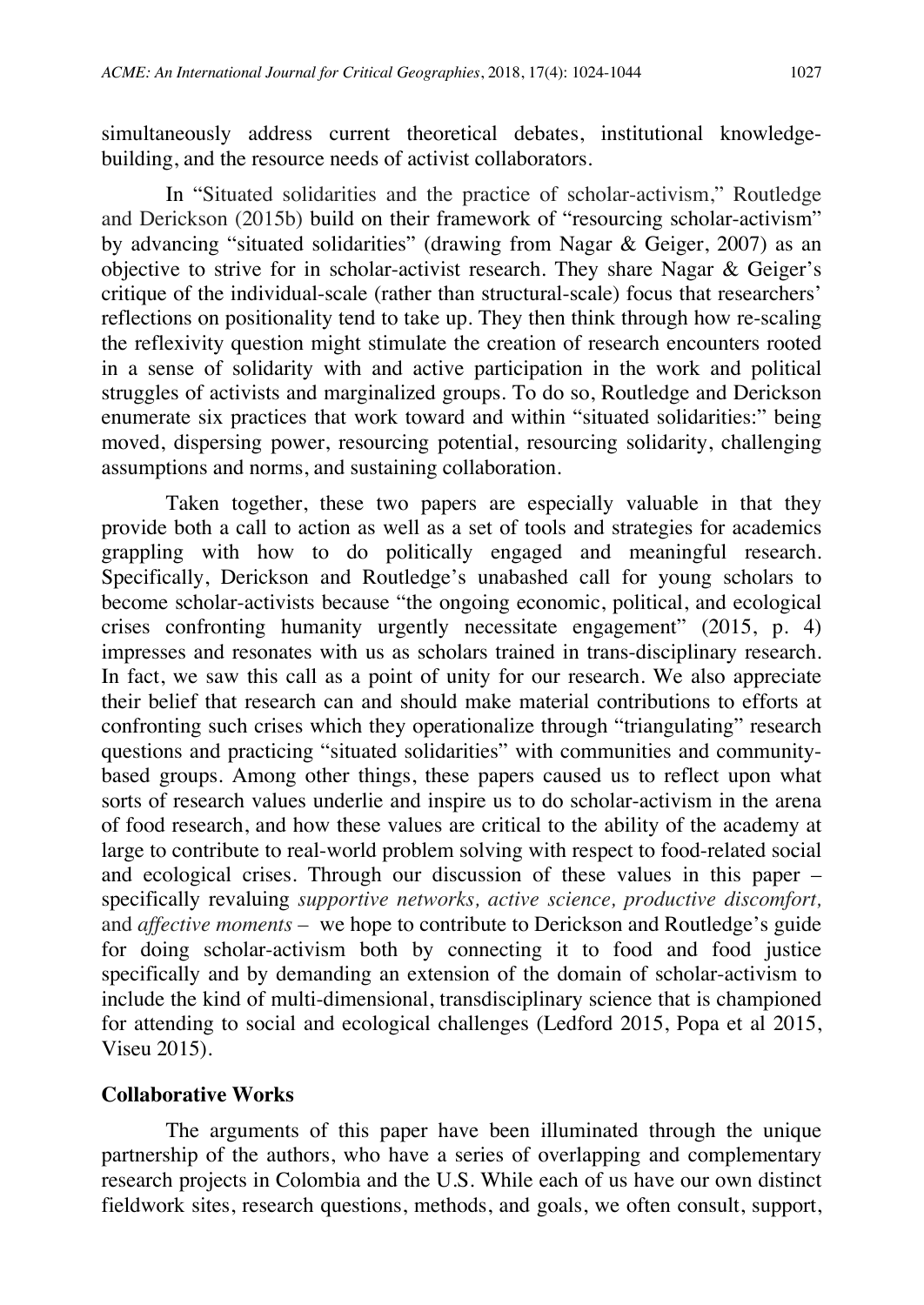simultaneously address current theoretical debates, institutional knowledge-building, and the resource needs of activist collaborators.

In "Situated solidarities and the practice of scholar-activism," Routledge and Derickson (2015b) build on their framework of "resourcing scholar-activism" by advancing "situated solidarities" (drawing from Nagar & Geiger, 2007) as an objective to strive for in scholar-activist research. They share Nagar & Geiger's critique of the individual-scale (rather than structural-scale) focus that researchers' reflections on positionality tend to take up. They then think through how re-scaling the reflexivity question might stimulate the creation of research encounters rooted in a sense of solidarity with and active participation in the work and political struggles of activists and marginalized groups. To do so, Routledge and Derickson enumerate six practices that work toward and within "situated solidarities:" being moved, dispersing power, resourcing potential, resourcing solidarity, challenging assumptions and norms, and sustaining collaboration.

Taken together, these two papers are especially valuable in that they provide both a call to action as well as a set of tools and strategies for academics grappling with how to do politically engaged and meaningful research. Specifically, Derickson and Routledge's unabashed call for young scholars to become scholar-activists because "the ongoing economic, political, and ecological crises confronting humanity urgently necessitate engagement" (2015, p. 4) impresses and resonates with us as scholars trained in trans-disciplinary research. In fact, we saw this call as a point of unity for our research. We also appreciate their belief that research can and should make material contributions to efforts at confronting such crises which they operationalize through "triangulating" research questions and practicing "situated solidarities" with communities and community-based groups. Among other things, these papers caused us to reflect upon what sorts of research values underlie and inspire us to do scholar-activism in the arena of food research, and how these values are critical to the ability of the academy at large to contribute to real-world problem solving with respect to food-related social and ecological crises. Through our discussion of these values in this paper – specifically revaluing *supportive networks, active science, productive discomfort,* and *affective moments* – we hope to contribute to Derickson and Routledge's guide for doing scholar-activism both by connecting it to food and food justice specifically and by demanding an extension of the domain of scholar-activism to include the kind of multi-dimensional, transdisciplinary science that is championed for attending to social and ecological challenges (Ledford 2015, Popa et al 2015, Viseu 2015).

## Collaborative Works

The arguments of this paper have been illuminated through the unique partnership of the authors, who have a series of overlapping and complementary research projects in Colombia and the U.S. While each of us have our own distinct fieldwork sites, research questions, methods, and goals, we often consult, support,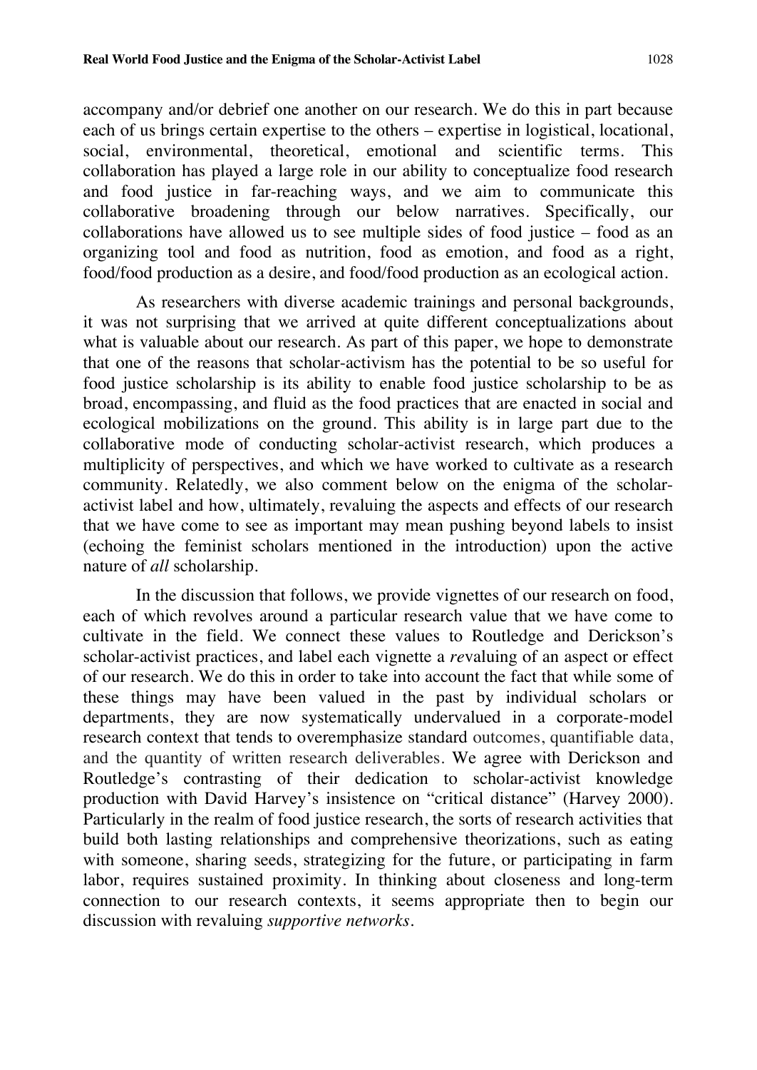accompany and/or debrief one another on our research. We do this in part because each of us brings certain expertise to the others – expertise in logistical, locational, social, environmental, theoretical, emotional and scientific terms. This collaboration has played a large role in our ability to conceptualize food research and food justice in far-reaching ways, and we aim to communicate this collaborative broadening through our below narratives. Specifically, our collaborations have allowed us to see multiple sides of food justice – food as an organizing tool and food as nutrition, food as emotion, and food as a right, food/food production as a desire, and food/food production as an ecological action.

As researchers with diverse academic trainings and personal backgrounds, it was not surprising that we arrived at quite different conceptualizations about what is valuable about our research. As part of this paper, we hope to demonstrate that one of the reasons that scholar-activism has the potential to be so useful for food justice scholarship is its ability to enable food justice scholarship to be as broad, encompassing, and fluid as the food practices that are enacted in social and ecological mobilizations on the ground. This ability is in large part due to the collaborative mode of conducting scholar-activist research, which produces a multiplicity of perspectives, and which we have worked to cultivate as a research community. Relatedly, we also comment below on the enigma of the scholar-activist label and how, ultimately, revaluing the aspects and effects of our research that we have come to see as important may mean pushing beyond labels to insist (echoing the feminist scholars mentioned in the introduction) upon the active nature of *all* scholarship.

In the discussion that follows, we provide vignettes of our research on food, each of which revolves around a particular research value that we have come to cultivate in the field. We connect these values to Routledge and Derickson's scholar-activist practices, and label each vignette a *re*valuing of an aspect or effect of our research. We do this in order to take into account the fact that while some of these things may have been valued in the past by individual scholars or departments, they are now systematically undervalued in a corporate-model research context that tends to overemphasize standard outcomes, quantifiable data, and the quantity of written research deliverables. We agree with Derickson and Routledge's contrasting of their dedication to scholar-activist knowledge production with David Harvey's insistence on "critical distance" (Harvey 2000). Particularly in the realm of food justice research, the sorts of research activities that build both lasting relationships and comprehensive theorizations, such as eating with someone, sharing seeds, strategizing for the future, or participating in farm labor, requires sustained proximity. In thinking about closeness and long-term connection to our research contexts, it seems appropriate then to begin our discussion with revaluing *supportive networks*.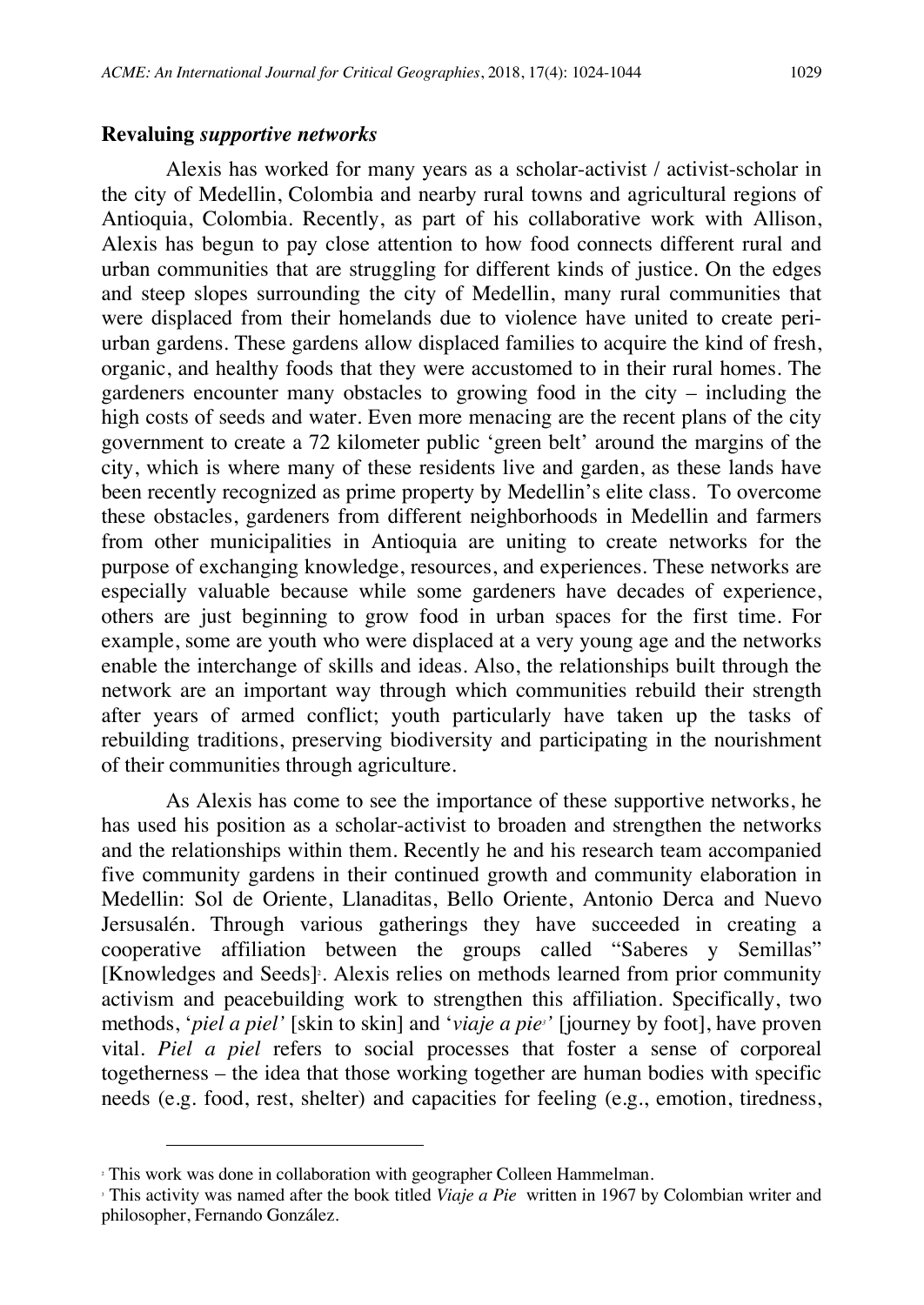### Revaluing *supportive networks*

Alexis has worked for many years as a scholar-activist / activist-scholar in the city of Medellin, Colombia and nearby rural towns and agricultural regions of Antioquia, Colombia. Recently, as part of his collaborative work with Allison, Alexis has begun to pay close attention to how food connects different rural and urban communities that are struggling for different kinds of justice. On the edges and steep slopes surrounding the city of Medellin, many rural communities that were displaced from their homelands due to violence have united to create peri-urban gardens. These gardens allow displaced families to acquire the kind of fresh, organic, and healthy foods that they were accustomed to in their rural homes. The gardeners encounter many obstacles to growing food in the city – including the high costs of seeds and water. Even more menacing are the recent plans of the city government to create a 72 kilometer public 'green belt' around the margins of the city, which is where many of these residents live and garden, as these lands have been recently recognized as prime property by Medellin's elite class. To overcome these obstacles, gardeners from different neighborhoods in Medellin and farmers from other municipalities in Antioquia are uniting to create networks for the purpose of exchanging knowledge, resources, and experiences. These networks are especially valuable because while some gardeners have decades of experience, others are just beginning to grow food in urban spaces for the first time. For example, some are youth who were displaced at a very young age and the networks enable the interchange of skills and ideas. Also, the relationships built through the network are an important way through which communities rebuild their strength after years of armed conflict; youth particularly have taken up the tasks of rebuilding traditions, preserving biodiversity and participating in the nourishment of their communities through agriculture.

As Alexis has come to see the importance of these supportive networks, he has used his position as a scholar-activist to broaden and strengthen the networks and the relationships within them. Recently he and his research team accompanied five community gardens in their continued growth and community elaboration in Medellin: Sol de Oriente, Llanaditas, Bello Oriente, Antonio Derca and Nuevo Jersusalén. Through various gatherings they have succeeded in creating a cooperative affiliation between the groups called "Saberes y Semillas" [Knowledges and Seeds][2]. Alexis relies on methods learned from prior community activism and peacebuilding work to strengthen this affiliation. Specifically, two methods, '*piel a piel'* [skin to skin] and '*viaje a pie*[3]*'* [journey by foot], have proven vital. *Piel a piel* refers to social processes that foster a sense of corporeal togetherness – the idea that those working together are human bodies with specific needs (e.g. food, rest, shelter) and capacities for feeling (e.g., emotion, tiredness,

---

[2] This work was done in collaboration with geographer Colleen Hammelman.

[3] This activity was named after the book titled *Viaje a Pie* written in 1967 by Colombian writer and philosopher, Fernando González.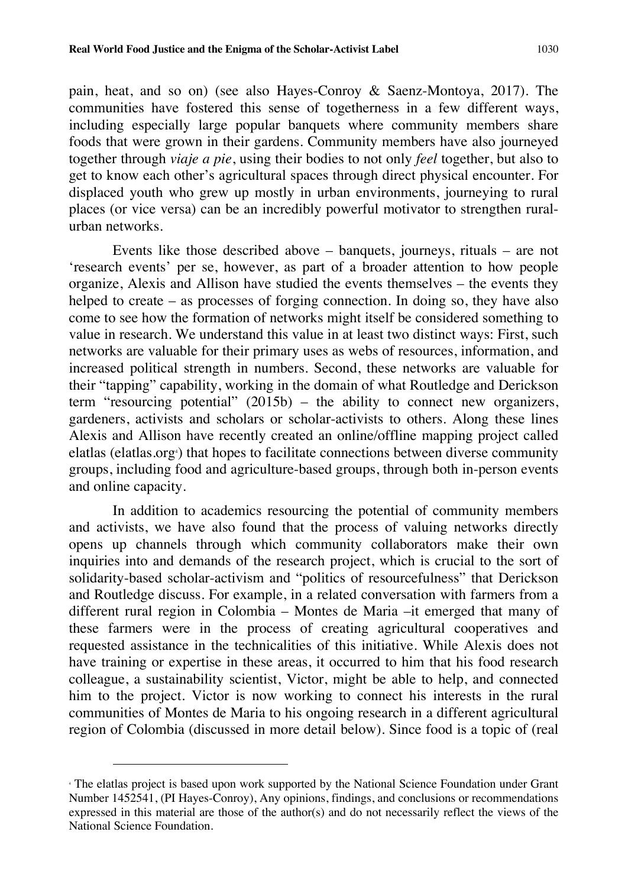pain, heat, and so on) (see also Hayes-Conroy & Saenz-Montoya, 2017). The communities have fostered this sense of togetherness in a few different ways, including especially large popular banquets where community members share foods that were grown in their gardens. Community members have also journeyed together through *viaje a pie*, using their bodies to not only *feel* together, but also to get to know each other's agricultural spaces through direct physical encounter. For displaced youth who grew up mostly in urban environments, journeying to rural places (or vice versa) can be an incredibly powerful motivator to strengthen rural-urban networks.

Events like those described above – banquets, journeys, rituals – are not 'research events' per se, however, as part of a broader attention to how people organize, Alexis and Allison have studied the events themselves – the events they helped to create – as processes of forging connection. In doing so, they have also come to see how the formation of networks might itself be considered something to value in research. We understand this value in at least two distinct ways: First, such networks are valuable for their primary uses as webs of resources, information, and increased political strength in numbers. Second, these networks are valuable for their "tapping" capability, working in the domain of what Routledge and Derickson term "resourcing potential" (2015b) – the ability to connect new organizers, gardeners, activists and scholars or scholar-activists to others. Along these lines Alexis and Allison have recently created an online/offline mapping project called elatlas (elatlas.org[4]) that hopes to facilitate connections between diverse community groups, including food and agriculture-based groups, through both in-person events and online capacity.

In addition to academics resourcing the potential of community members and activists, we have also found that the process of valuing networks directly opens up channels through which community collaborators make their own inquiries into and demands of the research project, which is crucial to the sort of solidarity-based scholar-activism and "politics of resourcefulness" that Derickson and Routledge discuss. For example, in a related conversation with farmers from a different rural region in Colombia – Montes de Maria –it emerged that many of these farmers were in the process of creating agricultural cooperatives and requested assistance in the technicalities of this initiative. While Alexis does not have training or expertise in these areas, it occurred to him that his food research colleague, a sustainability scientist, Victor, might be able to help, and connected him to the project. Victor is now working to connect his interests in the rural communities of Montes de Maria to his ongoing research in a different agricultural region of Colombia (discussed in more detail below). Since food is a topic of (real

---

[4] The elatlas project is based upon work supported by the National Science Foundation under Grant Number 1452541, (PI Hayes-Conroy), Any opinions, findings, and conclusions or recommendations expressed in this material are those of the author(s) and do not necessarily reflect the views of the National Science Foundation.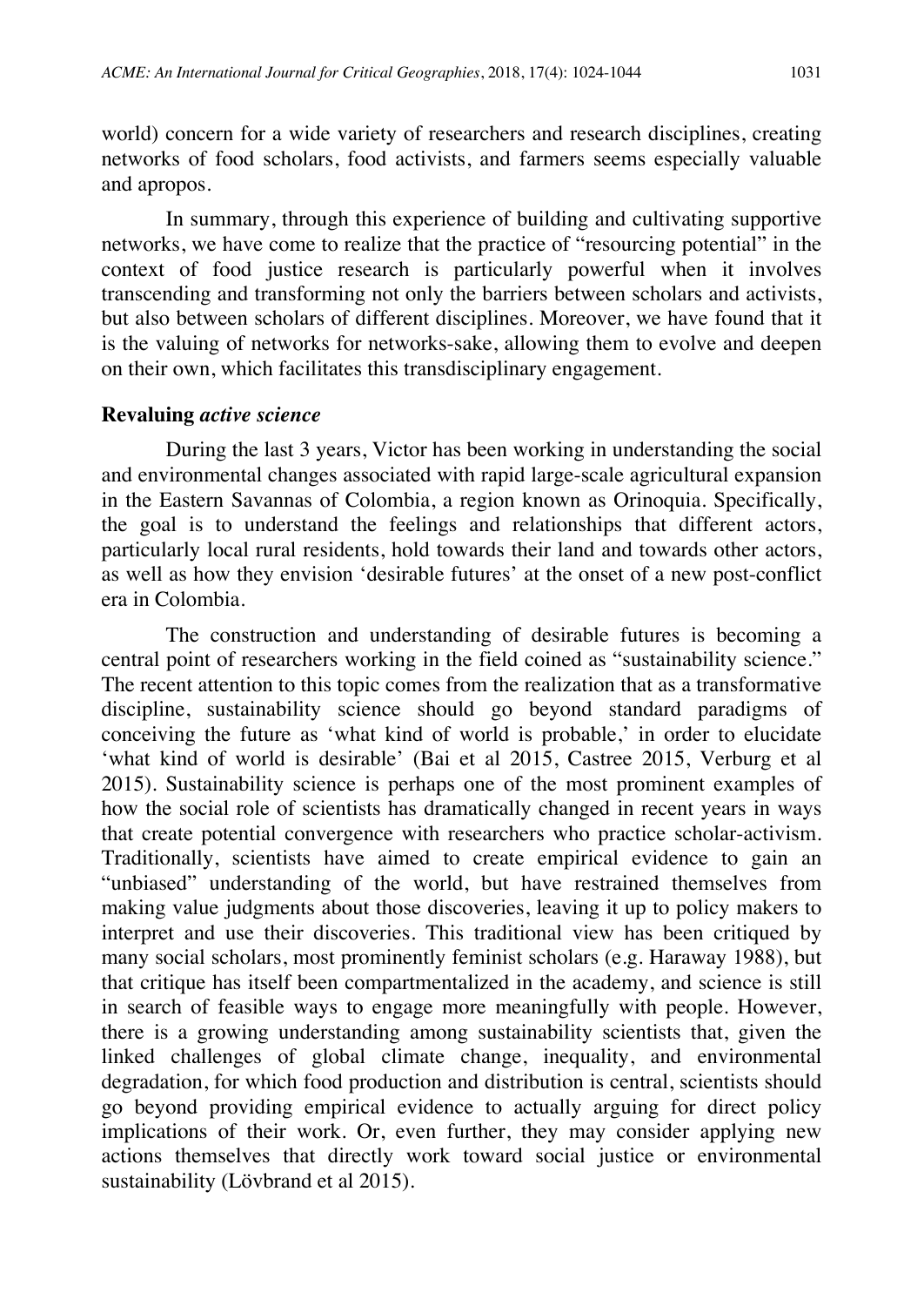world) concern for a wide variety of researchers and research disciplines, creating networks of food scholars, food activists, and farmers seems especially valuable and apropos.

In summary, through this experience of building and cultivating supportive networks, we have come to realize that the practice of "resourcing potential" in the context of food justice research is particularly powerful when it involves transcending and transforming not only the barriers between scholars and activists, but also between scholars of different disciplines. Moreover, we have found that it is the valuing of networks for networks-sake, allowing them to evolve and deepen on their own, which facilitates this transdisciplinary engagement.

### Revaluing *active science*

During the last 3 years, Victor has been working in understanding the social and environmental changes associated with rapid large-scale agricultural expansion in the Eastern Savannas of Colombia, a region known as Orinoquia. Specifically, the goal is to understand the feelings and relationships that different actors, particularly local rural residents, hold towards their land and towards other actors, as well as how they envision 'desirable futures' at the onset of a new post-conflict era in Colombia.

The construction and understanding of desirable futures is becoming a central point of researchers working in the field coined as "sustainability science." The recent attention to this topic comes from the realization that as a transformative discipline, sustainability science should go beyond standard paradigms of conceiving the future as 'what kind of world is probable,' in order to elucidate 'what kind of world is desirable' (Bai et al 2015, Castree 2015, Verburg et al 2015). Sustainability science is perhaps one of the most prominent examples of how the social role of scientists has dramatically changed in recent years in ways that create potential convergence with researchers who practice scholar-activism. Traditionally, scientists have aimed to create empirical evidence to gain an "unbiased" understanding of the world, but have restrained themselves from making value judgments about those discoveries, leaving it up to policy makers to interpret and use their discoveries. This traditional view has been critiqued by many social scholars, most prominently feminist scholars (e.g. Haraway 1988), but that critique has itself been compartmentalized in the academy, and science is still in search of feasible ways to engage more meaningfully with people. However, there is a growing understanding among sustainability scientists that, given the linked challenges of global climate change, inequality, and environmental degradation, for which food production and distribution is central, scientists should go beyond providing empirical evidence to actually arguing for direct policy implications of their work. Or, even further, they may consider applying new actions themselves that directly work toward social justice or environmental sustainability (Lövbrand et al 2015).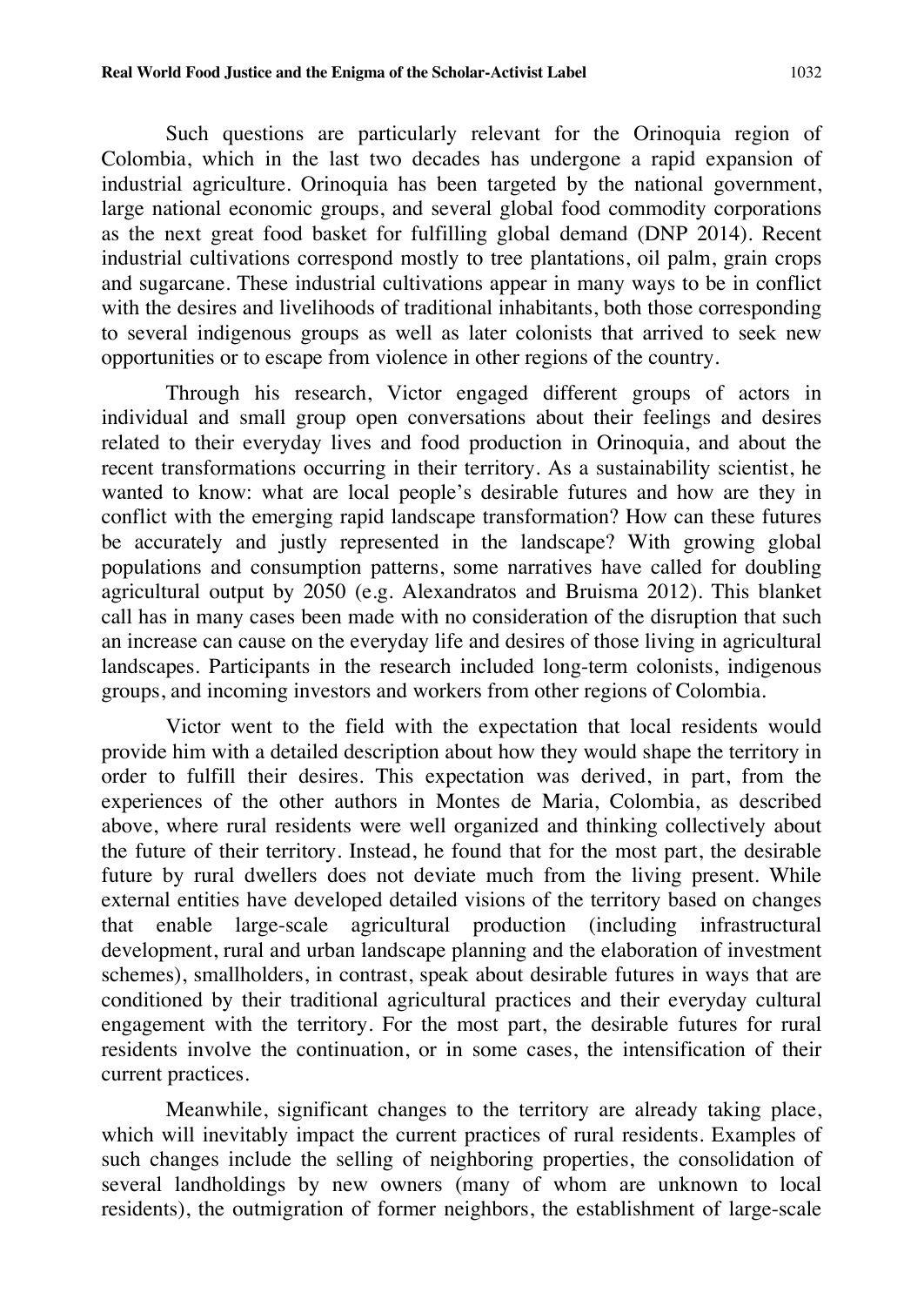Such questions are particularly relevant for the Orinoquia region of Colombia, which in the last two decades has undergone a rapid expansion of industrial agriculture. Orinoquia has been targeted by the national government, large national economic groups, and several global food commodity corporations as the next great food basket for fulfilling global demand (DNP 2014). Recent industrial cultivations correspond mostly to tree plantations, oil palm, grain crops and sugarcane. These industrial cultivations appear in many ways to be in conflict with the desires and livelihoods of traditional inhabitants, both those corresponding to several indigenous groups as well as later colonists that arrived to seek new opportunities or to escape from violence in other regions of the country.

Through his research, Victor engaged different groups of actors in individual and small group open conversations about their feelings and desires related to their everyday lives and food production in Orinoquia, and about the recent transformations occurring in their territory. As a sustainability scientist, he wanted to know: what are local people's desirable futures and how are they in conflict with the emerging rapid landscape transformation? How can these futures be accurately and justly represented in the landscape? With growing global populations and consumption patterns, some narratives have called for doubling agricultural output by 2050 (e.g. Alexandratos and Bruisma 2012). This blanket call has in many cases been made with no consideration of the disruption that such an increase can cause on the everyday life and desires of those living in agricultural landscapes. Participants in the research included long-term colonists, indigenous groups, and incoming investors and workers from other regions of Colombia.

Victor went to the field with the expectation that local residents would provide him with a detailed description about how they would shape the territory in order to fulfill their desires. This expectation was derived, in part, from the experiences of the other authors in Montes de Maria, Colombia, as described above, where rural residents were well organized and thinking collectively about the future of their territory. Instead, he found that for the most part, the desirable future by rural dwellers does not deviate much from the living present. While external entities have developed detailed visions of the territory based on changes that enable large-scale agricultural production (including infrastructural development, rural and urban landscape planning and the elaboration of investment schemes), smallholders, in contrast, speak about desirable futures in ways that are conditioned by their traditional agricultural practices and their everyday cultural engagement with the territory. For the most part, the desirable futures for rural residents involve the continuation, or in some cases, the intensification of their current practices.

Meanwhile, significant changes to the territory are already taking place, which will inevitably impact the current practices of rural residents. Examples of such changes include the selling of neighboring properties, the consolidation of several landholdings by new owners (many of whom are unknown to local residents), the outmigration of former neighbors, the establishment of large-scale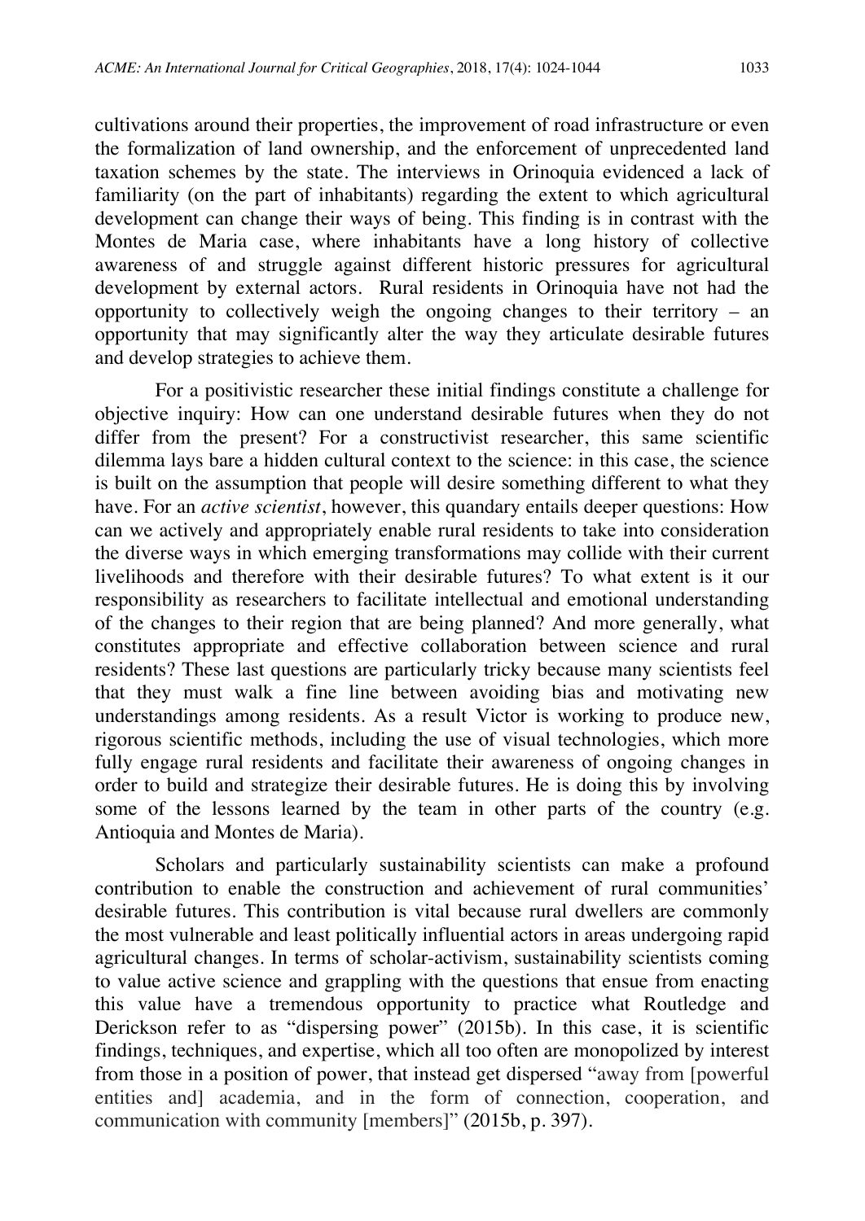cultivations around their properties, the improvement of road infrastructure or even the formalization of land ownership, and the enforcement of unprecedented land taxation schemes by the state. The interviews in Orinoquia evidenced a lack of familiarity (on the part of inhabitants) regarding the extent to which agricultural development can change their ways of being. This finding is in contrast with the Montes de Maria case, where inhabitants have a long history of collective awareness of and struggle against different historic pressures for agricultural development by external actors. Rural residents in Orinoquia have not had the opportunity to collectively weigh the ongoing changes to their territory – an opportunity that may significantly alter the way they articulate desirable futures and develop strategies to achieve them.

For a positivistic researcher these initial findings constitute a challenge for objective inquiry: How can one understand desirable futures when they do not differ from the present? For a constructivist researcher, this same scientific dilemma lays bare a hidden cultural context to the science: in this case, the science is built on the assumption that people will desire something different to what they have. For an *active scientist*, however, this quandary entails deeper questions: How can we actively and appropriately enable rural residents to take into consideration the diverse ways in which emerging transformations may collide with their current livelihoods and therefore with their desirable futures? To what extent is it our responsibility as researchers to facilitate intellectual and emotional understanding of the changes to their region that are being planned? And more generally, what constitutes appropriate and effective collaboration between science and rural residents? These last questions are particularly tricky because many scientists feel that they must walk a fine line between avoiding bias and motivating new understandings among residents. As a result Victor is working to produce new, rigorous scientific methods, including the use of visual technologies, which more fully engage rural residents and facilitate their awareness of ongoing changes in order to build and strategize their desirable futures. He is doing this by involving some of the lessons learned by the team in other parts of the country (e.g. Antioquia and Montes de Maria).

Scholars and particularly sustainability scientists can make a profound contribution to enable the construction and achievement of rural communities' desirable futures. This contribution is vital because rural dwellers are commonly the most vulnerable and least politically influential actors in areas undergoing rapid agricultural changes. In terms of scholar-activism, sustainability scientists coming to value active science and grappling with the questions that ensue from enacting this value have a tremendous opportunity to practice what Routledge and Derickson refer to as "dispersing power" (2015b). In this case, it is scientific findings, techniques, and expertise, which all too often are monopolized by interest from those in a position of power, that instead get dispersed "away from [powerful entities and] academia, and in the form of connection, cooperation, and communication with community [members]" (2015b, p. 397).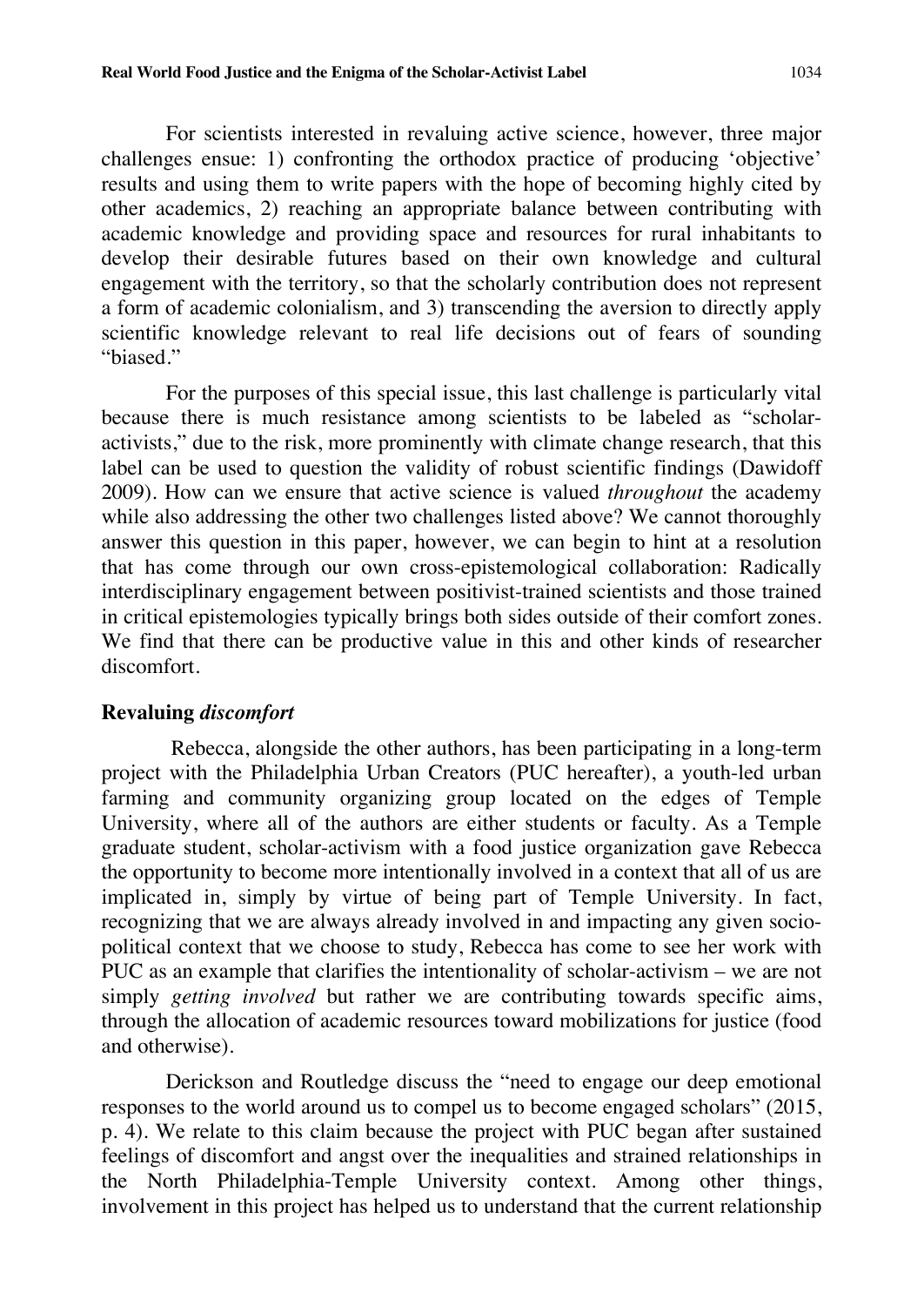For scientists interested in revaluing active science, however, three major challenges ensue: 1) confronting the orthodox practice of producing 'objective' results and using them to write papers with the hope of becoming highly cited by other academics, 2) reaching an appropriate balance between contributing with academic knowledge and providing space and resources for rural inhabitants to develop their desirable futures based on their own knowledge and cultural engagement with the territory, so that the scholarly contribution does not represent a form of academic colonialism, and 3) transcending the aversion to directly apply scientific knowledge relevant to real life decisions out of fears of sounding "biased."

For the purposes of this special issue, this last challenge is particularly vital because there is much resistance among scientists to be labeled as "scholar-activists," due to the risk, more prominently with climate change research, that this label can be used to question the validity of robust scientific findings (Dawidoff 2009). How can we ensure that active science is valued *throughout* the academy while also addressing the other two challenges listed above? We cannot thoroughly answer this question in this paper, however, we can begin to hint at a resolution that has come through our own cross-epistemological collaboration: Radically interdisciplinary engagement between positivist-trained scientists and those trained in critical epistemologies typically brings both sides outside of their comfort zones. We find that there can be productive value in this and other kinds of researcher discomfort.

## Revaluing *discomfort*

Rebecca, alongside the other authors, has been participating in a long-term project with the Philadelphia Urban Creators (PUC hereafter), a youth-led urban farming and community organizing group located on the edges of Temple University, where all of the authors are either students or faculty. As a Temple graduate student, scholar-activism with a food justice organization gave Rebecca the opportunity to become more intentionally involved in a context that all of us are implicated in, simply by virtue of being part of Temple University. In fact, recognizing that we are always already involved in and impacting any given socio-political context that we choose to study, Rebecca has come to see her work with PUC as an example that clarifies the intentionality of scholar-activism – we are not simply *getting involved* but rather we are contributing towards specific aims, through the allocation of academic resources toward mobilizations for justice (food and otherwise).

Derickson and Routledge discuss the "need to engage our deep emotional responses to the world around us to compel us to become engaged scholars" (2015, p. 4). We relate to this claim because the project with PUC began after sustained feelings of discomfort and angst over the inequalities and strained relationships in the North Philadelphia-Temple University context. Among other things, involvement in this project has helped us to understand that the current relationship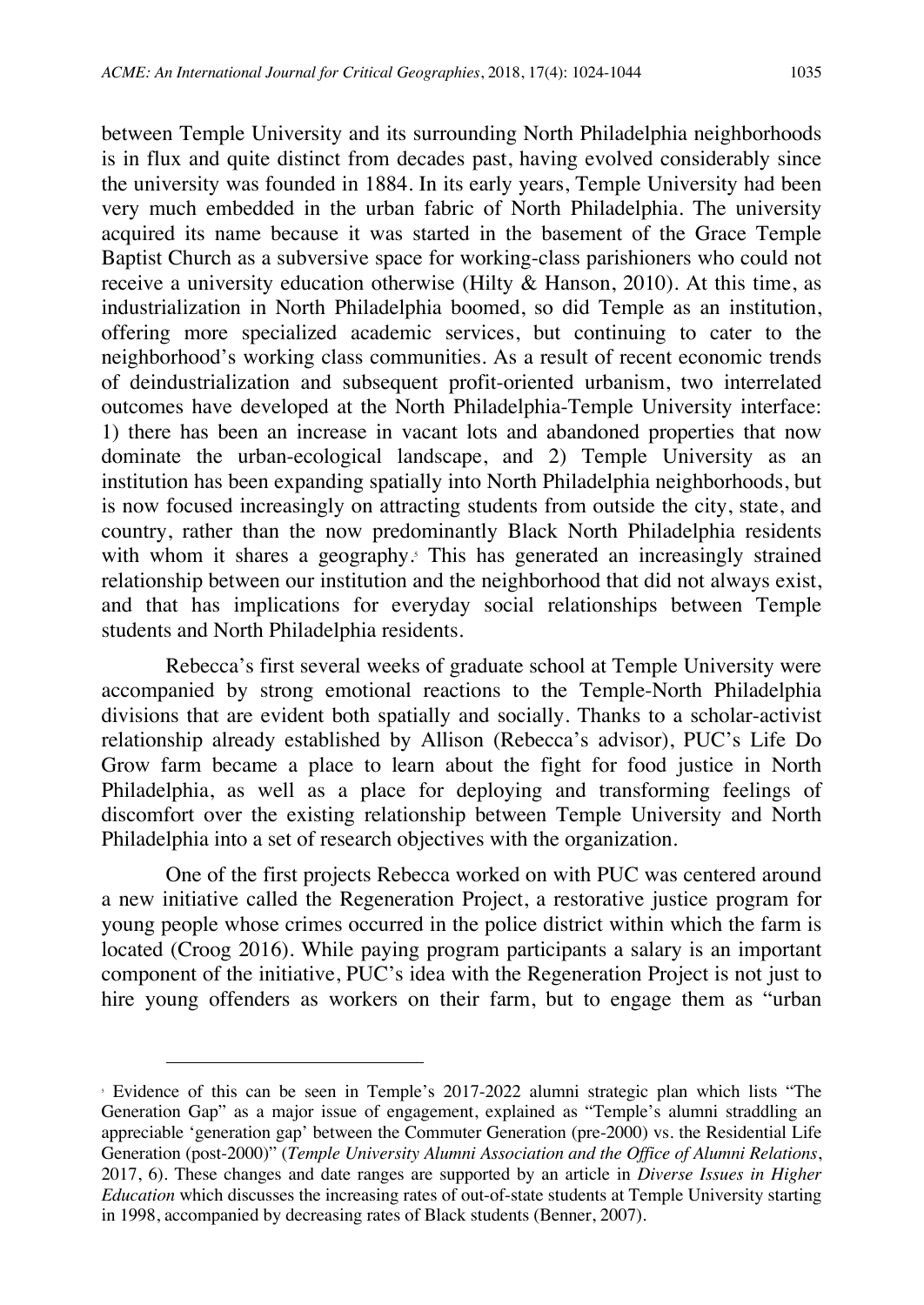between Temple University and its surrounding North Philadelphia neighborhoods is in flux and quite distinct from decades past, having evolved considerably since the university was founded in 1884. In its early years, Temple University had been very much embedded in the urban fabric of North Philadelphia. The university acquired its name because it was started in the basement of the Grace Temple Baptist Church as a subversive space for working-class parishioners who could not receive a university education otherwise (Hilty & Hanson, 2010). At this time, as industrialization in North Philadelphia boomed, so did Temple as an institution, offering more specialized academic services, but continuing to cater to the neighborhood's working class communities. As a result of recent economic trends of deindustrialization and subsequent profit-oriented urbanism, two interrelated outcomes have developed at the North Philadelphia-Temple University interface: 1) there has been an increase in vacant lots and abandoned properties that now dominate the urban-ecological landscape, and 2) Temple University as an institution has been expanding spatially into North Philadelphia neighborhoods, but is now focused increasingly on attracting students from outside the city, state, and country, rather than the now predominantly Black North Philadelphia residents with whom it shares a geography.[5] This has generated an increasingly strained relationship between our institution and the neighborhood that did not always exist, and that has implications for everyday social relationships between Temple students and North Philadelphia residents.

Rebecca's first several weeks of graduate school at Temple University were accompanied by strong emotional reactions to the Temple-North Philadelphia divisions that are evident both spatially and socially. Thanks to a scholar-activist relationship already established by Allison (Rebecca's advisor), PUC's Life Do Grow farm became a place to learn about the fight for food justice in North Philadelphia, as well as a place for deploying and transforming feelings of discomfort over the existing relationship between Temple University and North Philadelphia into a set of research objectives with the organization.

One of the first projects Rebecca worked on with PUC was centered around a new initiative called the Regeneration Project, a restorative justice program for young people whose crimes occurred in the police district within which the farm is located (Croog 2016). While paying program participants a salary is an important component of the initiative, PUC's idea with the Regeneration Project is not just to hire young offenders as workers on their farm, but to engage them as "urban

[5] Evidence of this can be seen in Temple's 2017-2022 alumni strategic plan which lists "The Generation Gap" as a major issue of engagement, explained as "Temple's alumni straddling an appreciable 'generation gap' between the Commuter Generation (pre-2000) vs. the Residential Life Generation (post-2000)" (*Temple University Alumni Association and the Office of Alumni Relations*, 2017, 6). These changes and date ranges are supported by an article in *Diverse Issues in Higher Education* which discusses the increasing rates of out-of-state students at Temple University starting in 1998, accompanied by decreasing rates of Black students (Benner, 2007).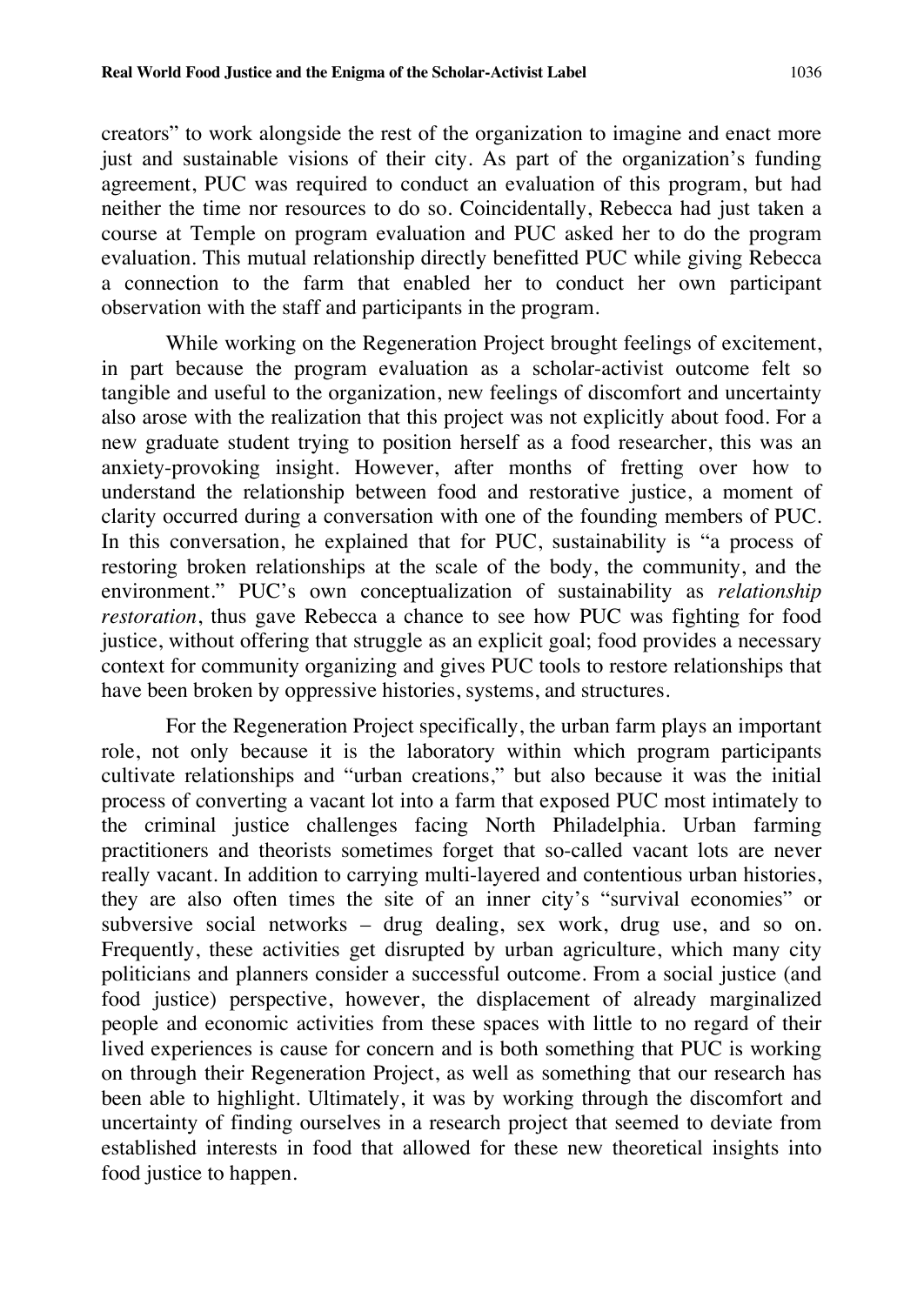creators" to work alongside the rest of the organization to imagine and enact more just and sustainable visions of their city. As part of the organization's funding agreement, PUC was required to conduct an evaluation of this program, but had neither the time nor resources to do so. Coincidentally, Rebecca had just taken a course at Temple on program evaluation and PUC asked her to do the program evaluation. This mutual relationship directly benefitted PUC while giving Rebecca a connection to the farm that enabled her to conduct her own participant observation with the staff and participants in the program.

While working on the Regeneration Project brought feelings of excitement, in part because the program evaluation as a scholar-activist outcome felt so tangible and useful to the organization, new feelings of discomfort and uncertainty also arose with the realization that this project was not explicitly about food. For a new graduate student trying to position herself as a food researcher, this was an anxiety-provoking insight. However, after months of fretting over how to understand the relationship between food and restorative justice, a moment of clarity occurred during a conversation with one of the founding members of PUC. In this conversation, he explained that for PUC, sustainability is "a process of restoring broken relationships at the scale of the body, the community, and the environment." PUC's own conceptualization of sustainability as *relationship restoration*, thus gave Rebecca a chance to see how PUC was fighting for food justice, without offering that struggle as an explicit goal; food provides a necessary context for community organizing and gives PUC tools to restore relationships that have been broken by oppressive histories, systems, and structures.

For the Regeneration Project specifically, the urban farm plays an important role, not only because it is the laboratory within which program participants cultivate relationships and "urban creations," but also because it was the initial process of converting a vacant lot into a farm that exposed PUC most intimately to the criminal justice challenges facing North Philadelphia. Urban farming practitioners and theorists sometimes forget that so-called vacant lots are never really vacant. In addition to carrying multi-layered and contentious urban histories, they are also often times the site of an inner city's "survival economies" or subversive social networks – drug dealing, sex work, drug use, and so on. Frequently, these activities get disrupted by urban agriculture, which many city politicians and planners consider a successful outcome. From a social justice (and food justice) perspective, however, the displacement of already marginalized people and economic activities from these spaces with little to no regard of their lived experiences is cause for concern and is both something that PUC is working on through their Regeneration Project, as well as something that our research has been able to highlight. Ultimately, it was by working through the discomfort and uncertainty of finding ourselves in a research project that seemed to deviate from established interests in food that allowed for these new theoretical insights into food justice to happen.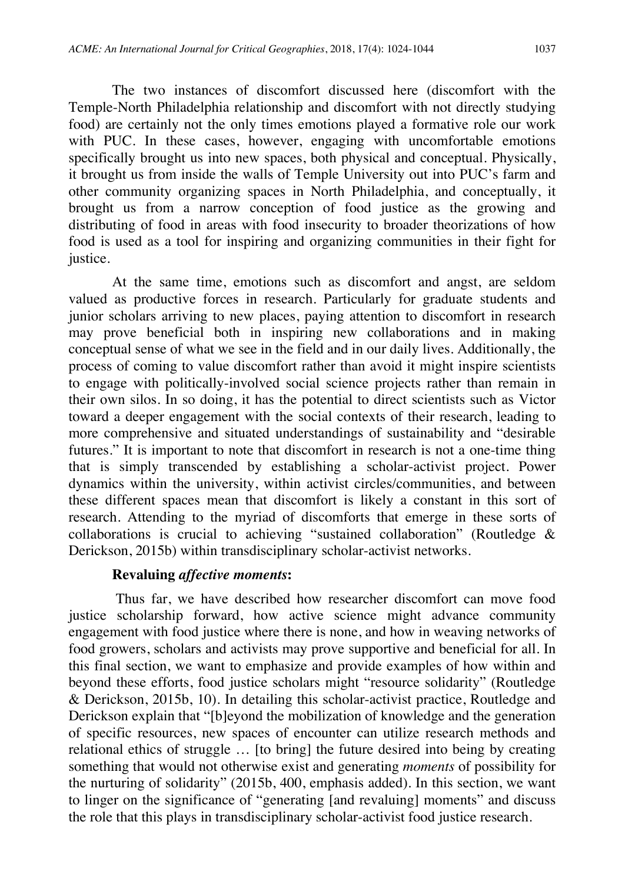The two instances of discomfort discussed here (discomfort with the Temple-North Philadelphia relationship and discomfort with not directly studying food) are certainly not the only times emotions played a formative role our work with PUC. In these cases, however, engaging with uncomfortable emotions specifically brought us into new spaces, both physical and conceptual. Physically, it brought us from inside the walls of Temple University out into PUC's farm and other community organizing spaces in North Philadelphia, and conceptually, it brought us from a narrow conception of food justice as the growing and distributing of food in areas with food insecurity to broader theorizations of how food is used as a tool for inspiring and organizing communities in their fight for justice.

At the same time, emotions such as discomfort and angst, are seldom valued as productive forces in research. Particularly for graduate students and junior scholars arriving to new places, paying attention to discomfort in research may prove beneficial both in inspiring new collaborations and in making conceptual sense of what we see in the field and in our daily lives. Additionally, the process of coming to value discomfort rather than avoid it might inspire scientists to engage with politically-involved social science projects rather than remain in their own silos. In so doing, it has the potential to direct scientists such as Victor toward a deeper engagement with the social contexts of their research, leading to more comprehensive and situated understandings of sustainability and "desirable futures." It is important to note that discomfort in research is not a one-time thing that is simply transcended by establishing a scholar-activist project. Power dynamics within the university, within activist circles/communities, and between these different spaces mean that discomfort is likely a constant in this sort of research. Attending to the myriad of discomforts that emerge in these sorts of collaborations is crucial to achieving "sustained collaboration" (Routledge & Derickson, 2015b) within transdisciplinary scholar-activist networks.

**Revaluing *affective moments*:**

Thus far, we have described how researcher discomfort can move food justice scholarship forward, how active science might advance community engagement with food justice where there is none, and how in weaving networks of food growers, scholars and activists may prove supportive and beneficial for all. In this final section, we want to emphasize and provide examples of how within and beyond these efforts, food justice scholars might "resource solidarity" (Routledge & Derickson, 2015b, 10). In detailing this scholar-activist practice, Routledge and Derickson explain that "[b]eyond the mobilization of knowledge and the generation of specific resources, new spaces of encounter can utilize research methods and relational ethics of struggle … [to bring] the future desired into being by creating something that would not otherwise exist and generating *moments* of possibility for the nurturing of solidarity" (2015b, 400, emphasis added). In this section, we want to linger on the significance of "generating [and revaluing] moments" and discuss the role that this plays in transdisciplinary scholar-activist food justice research.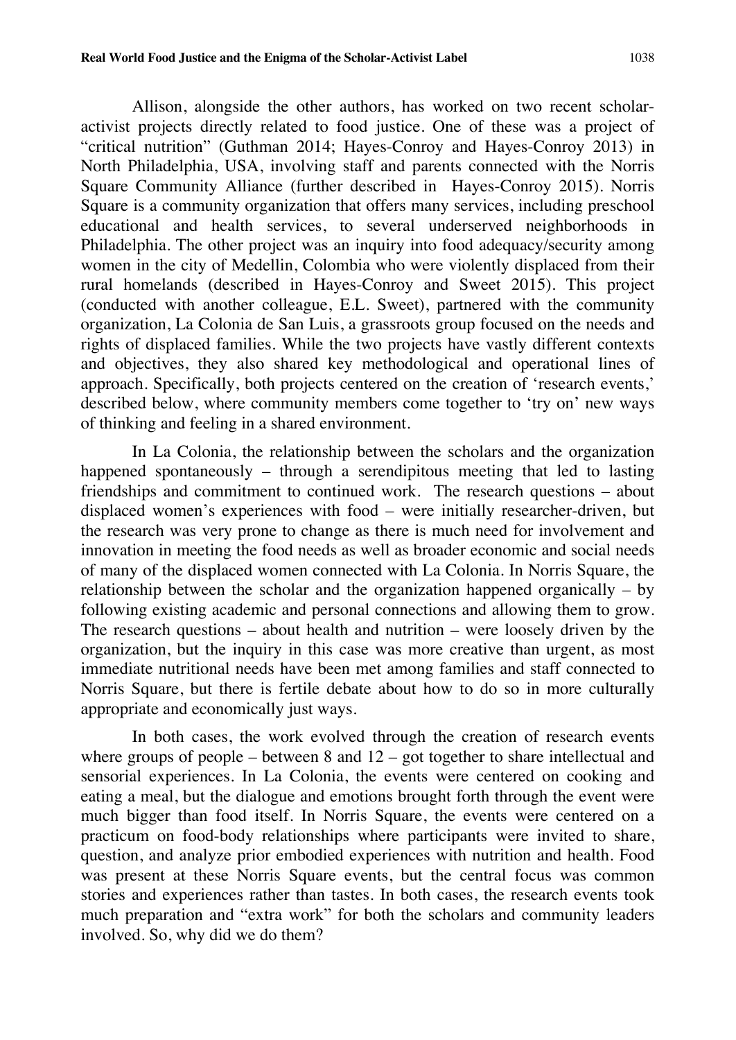Allison, alongside the other authors, has worked on two recent scholar-activist projects directly related to food justice. One of these was a project of "critical nutrition" (Guthman 2014; Hayes-Conroy and Hayes-Conroy 2013) in North Philadelphia, USA, involving staff and parents connected with the Norris Square Community Alliance (further described in Hayes-Conroy 2015). Norris Square is a community organization that offers many services, including preschool educational and health services, to several underserved neighborhoods in Philadelphia. The other project was an inquiry into food adequacy/security among women in the city of Medellin, Colombia who were violently displaced from their rural homelands (described in Hayes-Conroy and Sweet 2015). This project (conducted with another colleague, E.L. Sweet), partnered with the community organization, La Colonia de San Luis, a grassroots group focused on the needs and rights of displaced families. While the two projects have vastly different contexts and objectives, they also shared key methodological and operational lines of approach. Specifically, both projects centered on the creation of 'research events,' described below, where community members come together to 'try on' new ways of thinking and feeling in a shared environment.

In La Colonia, the relationship between the scholars and the organization happened spontaneously – through a serendipitous meeting that led to lasting friendships and commitment to continued work. The research questions – about displaced women's experiences with food – were initially researcher-driven, but the research was very prone to change as there is much need for involvement and innovation in meeting the food needs as well as broader economic and social needs of many of the displaced women connected with La Colonia. In Norris Square, the relationship between the scholar and the organization happened organically – by following existing academic and personal connections and allowing them to grow. The research questions – about health and nutrition – were loosely driven by the organization, but the inquiry in this case was more creative than urgent, as most immediate nutritional needs have been met among families and staff connected to Norris Square, but there is fertile debate about how to do so in more culturally appropriate and economically just ways.

In both cases, the work evolved through the creation of research events where groups of people – between 8 and 12 – got together to share intellectual and sensorial experiences. In La Colonia, the events were centered on cooking and eating a meal, but the dialogue and emotions brought forth through the event were much bigger than food itself. In Norris Square, the events were centered on a practicum on food-body relationships where participants were invited to share, question, and analyze prior embodied experiences with nutrition and health. Food was present at these Norris Square events, but the central focus was common stories and experiences rather than tastes. In both cases, the research events took much preparation and "extra work" for both the scholars and community leaders involved. So, why did we do them?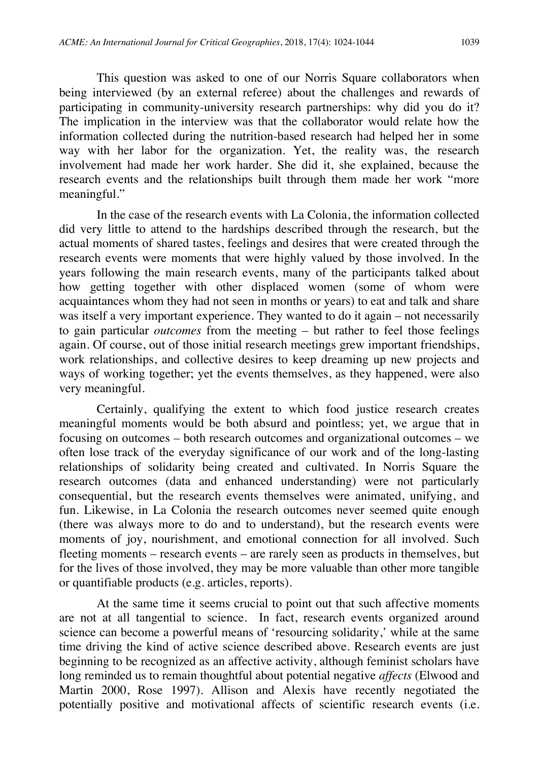This question was asked to one of our Norris Square collaborators when being interviewed (by an external referee) about the challenges and rewards of participating in community-university research partnerships: why did you do it? The implication in the interview was that the collaborator would relate how the information collected during the nutrition-based research had helped her in some way with her labor for the organization. Yet, the reality was, the research involvement had made her work harder. She did it, she explained, because the research events and the relationships built through them made her work "more meaningful."

In the case of the research events with La Colonia, the information collected did very little to attend to the hardships described through the research, but the actual moments of shared tastes, feelings and desires that were created through the research events were moments that were highly valued by those involved. In the years following the main research events, many of the participants talked about how getting together with other displaced women (some of whom were acquaintances whom they had not seen in months or years) to eat and talk and share was itself a very important experience. They wanted to do it again – not necessarily to gain particular *outcomes* from the meeting – but rather to feel those feelings again. Of course, out of those initial research meetings grew important friendships, work relationships, and collective desires to keep dreaming up new projects and ways of working together; yet the events themselves, as they happened, were also very meaningful.

Certainly, qualifying the extent to which food justice research creates meaningful moments would be both absurd and pointless; yet, we argue that in focusing on outcomes – both research outcomes and organizational outcomes – we often lose track of the everyday significance of our work and of the long-lasting relationships of solidarity being created and cultivated. In Norris Square the research outcomes (data and enhanced understanding) were not particularly consequential, but the research events themselves were animated, unifying, and fun. Likewise, in La Colonia the research outcomes never seemed quite enough (there was always more to do and to understand), but the research events were moments of joy, nourishment, and emotional connection for all involved. Such fleeting moments – research events – are rarely seen as products in themselves, but for the lives of those involved, they may be more valuable than other more tangible or quantifiable products (e.g. articles, reports).

At the same time it seems crucial to point out that such affective moments are not at all tangential to science. In fact, research events organized around science can become a powerful means of 'resourcing solidarity,' while at the same time driving the kind of active science described above. Research events are just beginning to be recognized as an affective activity, although feminist scholars have long reminded us to remain thoughtful about potential negative *affects* (Elwood and Martin 2000, Rose 1997). Allison and Alexis have recently negotiated the potentially positive and motivational affects of scientific research events (i.e.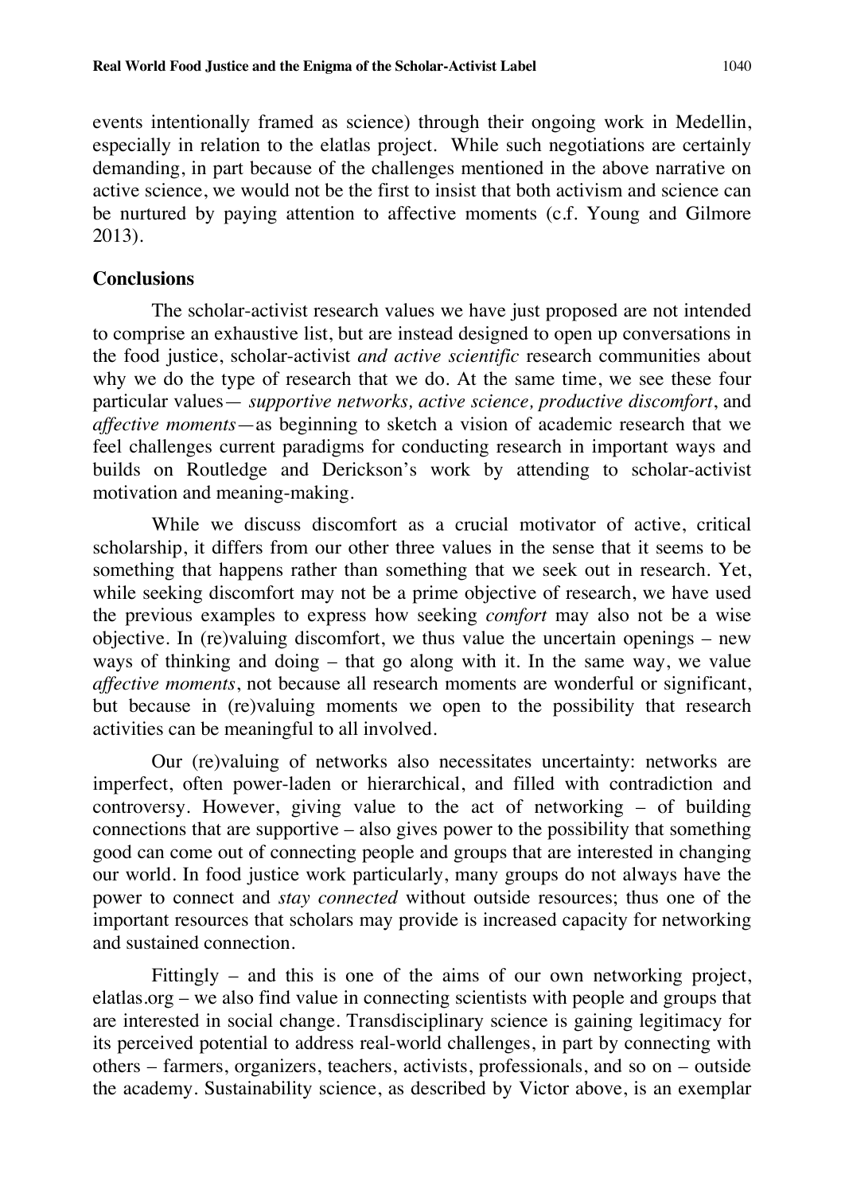events intentionally framed as science) through their ongoing work in Medellin, especially in relation to the elatlas project. While such negotiations are certainly demanding, in part because of the challenges mentioned in the above narrative on active science, we would not be the first to insist that both activism and science can be nurtured by paying attention to affective moments (c.f. Young and Gilmore 2013).

## Conclusions

The scholar-activist research values we have just proposed are not intended to comprise an exhaustive list, but are instead designed to open up conversations in the food justice, scholar-activist *and active scientific* research communities about why we do the type of research that we do. At the same time, we see these four particular values— *supportive networks, active science, productive discomfort*, and *affective moments*—as beginning to sketch a vision of academic research that we feel challenges current paradigms for conducting research in important ways and builds on Routledge and Derickson's work by attending to scholar-activist motivation and meaning-making.

While we discuss discomfort as a crucial motivator of active, critical scholarship, it differs from our other three values in the sense that it seems to be something that happens rather than something that we seek out in research. Yet, while seeking discomfort may not be a prime objective of research, we have used the previous examples to express how seeking *comfort* may also not be a wise objective. In (re)valuing discomfort, we thus value the uncertain openings – new ways of thinking and doing – that go along with it. In the same way, we value *affective moments*, not because all research moments are wonderful or significant, but because in (re)valuing moments we open to the possibility that research activities can be meaningful to all involved.

Our (re)valuing of networks also necessitates uncertainty: networks are imperfect, often power-laden or hierarchical, and filled with contradiction and controversy. However, giving value to the act of networking – of building connections that are supportive – also gives power to the possibility that something good can come out of connecting people and groups that are interested in changing our world. In food justice work particularly, many groups do not always have the power to connect and *stay connected* without outside resources; thus one of the important resources that scholars may provide is increased capacity for networking and sustained connection.

Fittingly – and this is one of the aims of our own networking project, elatlas.org – we also find value in connecting scientists with people and groups that are interested in social change. Transdisciplinary science is gaining legitimacy for its perceived potential to address real-world challenges, in part by connecting with others – farmers, organizers, teachers, activists, professionals, and so on – outside the academy. Sustainability science, as described by Victor above, is an exemplar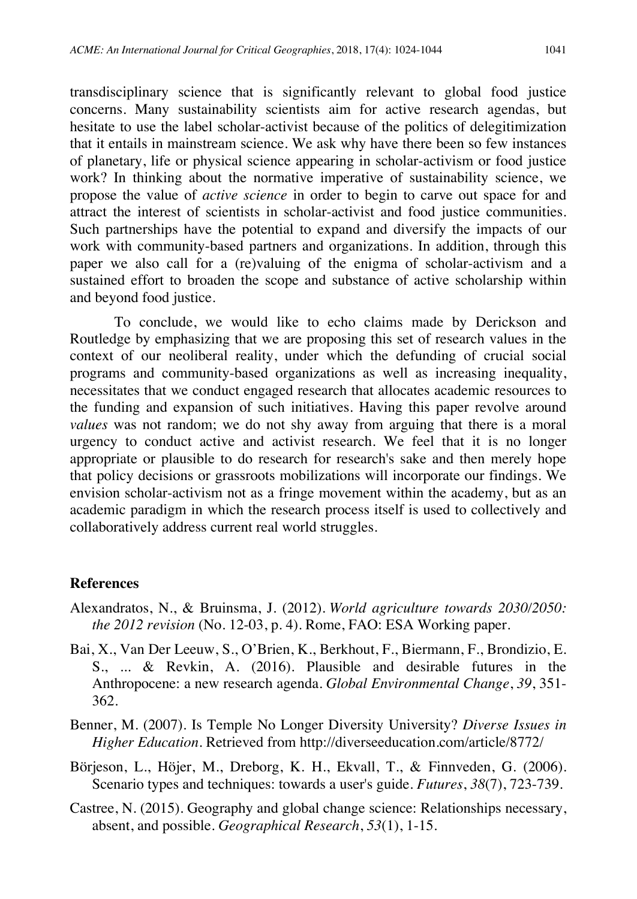transdisciplinary science that is significantly relevant to global food justice concerns. Many sustainability scientists aim for active research agendas, but hesitate to use the label scholar-activist because of the politics of delegitimization that it entails in mainstream science. We ask why have there been so few instances of planetary, life or physical science appearing in scholar-activism or food justice work? In thinking about the normative imperative of sustainability science, we propose the value of *active science* in order to begin to carve out space for and attract the interest of scientists in scholar-activist and food justice communities. Such partnerships have the potential to expand and diversify the impacts of our work with community-based partners and organizations. In addition, through this paper we also call for a (re)valuing of the enigma of scholar-activism and a sustained effort to broaden the scope and substance of active scholarship within and beyond food justice.

To conclude, we would like to echo claims made by Derickson and Routledge by emphasizing that we are proposing this set of research values in the context of our neoliberal reality, under which the defunding of crucial social programs and community-based organizations as well as increasing inequality, necessitates that we conduct engaged research that allocates academic resources to the funding and expansion of such initiatives. Having this paper revolve around *values* was not random; we do not shy away from arguing that there is a moral urgency to conduct active and activist research. We feel that it is no longer appropriate or plausible to do research for research's sake and then merely hope that policy decisions or grassroots mobilizations will incorporate our findings. We envision scholar-activism not as a fringe movement within the academy, but as an academic paradigm in which the research process itself is used to collectively and collaboratively address current real world struggles.

## References

Alexandratos, N., & Bruinsma, J. (2012). *World agriculture towards 2030/2050: the 2012 revision* (No. 12-03, p. 4). Rome, FAO: ESA Working paper.

Bai, X., Van Der Leeuw, S., O'Brien, K., Berkhout, F., Biermann, F., Brondizio, E. S., ... & Revkin, A. (2016). Plausible and desirable futures in the Anthropocene: a new research agenda. *Global Environmental Change*, *39*, 351-362.

Benner, M. (2007). Is Temple No Longer Diversity University? *Diverse Issues in Higher Education*. Retrieved from http://diverseeducation.com/article/8772/

Börjeson, L., Höjer, M., Dreborg, K. H., Ekvall, T., & Finnveden, G. (2006). Scenario types and techniques: towards a user's guide. *Futures*, *38*(7), 723-739.

Castree, N. (2015). Geography and global change science: Relationships necessary, absent, and possible. *Geographical Research*, *53*(1), 1-15.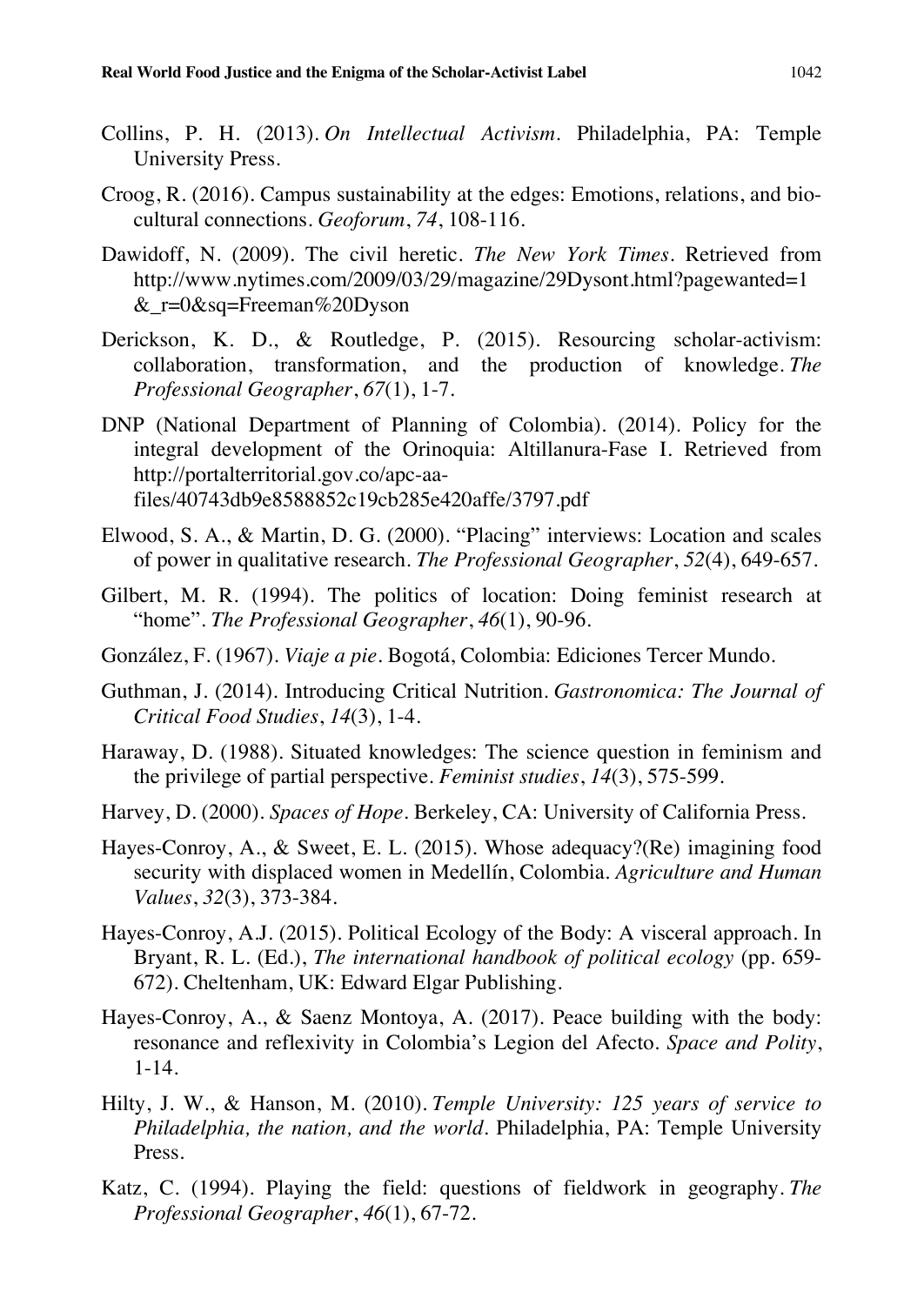Collins, P. H. (2013). *On Intellectual Activism*. Philadelphia, PA: Temple University Press.

Croog, R. (2016). Campus sustainability at the edges: Emotions, relations, and bio-cultural connections. *Geoforum*, *74*, 108-116.

Dawidoff, N. (2009). The civil heretic. *The New York Times*. Retrieved from http://www.nytimes.com/2009/03/29/magazine/29Dysont.html?pagewanted=1&_r=0&sq=Freeman%20Dyson

Derickson, K. D., & Routledge, P. (2015). Resourcing scholar-activism: collaboration, transformation, and the production of knowledge. *The Professional Geographer*, *67*(1), 1-7.

DNP (National Department of Planning of Colombia). (2014). Policy for the integral development of the Orinoquia: Altillanura-Fase I. Retrieved from http://portalterritorial.gov.co/apc-aa-files/40743db9e8588852c19cb285e420affe/3797.pdf

Elwood, S. A., & Martin, D. G. (2000). "Placing" interviews: Location and scales of power in qualitative research. *The Professional Geographer*, *52*(4), 649-657.

Gilbert, M. R. (1994). The politics of location: Doing feminist research at "home". *The Professional Geographer*, *46*(1), 90-96.

González, F. (1967). *Viaje a pie*. Bogotá, Colombia: Ediciones Tercer Mundo.

Guthman, J. (2014). Introducing Critical Nutrition. *Gastronomica: The Journal of Critical Food Studies*, *14*(3), 1-4.

Haraway, D. (1988). Situated knowledges: The science question in feminism and the privilege of partial perspective. *Feminist studies*, *14*(3), 575-599.

Harvey, D. (2000). *Spaces of Hope*. Berkeley, CA: University of California Press.

Hayes-Conroy, A., & Sweet, E. L. (2015). Whose adequacy?(Re) imagining food security with displaced women in Medellín, Colombia. *Agriculture and Human Values*, *32*(3), 373-384.

Hayes-Conroy, A.J. (2015). Political Ecology of the Body: A visceral approach. In Bryant, R. L. (Ed.), *The international handbook of political ecology* (pp. 659-672). Cheltenham, UK: Edward Elgar Publishing.

Hayes-Conroy, A., & Saenz Montoya, A. (2017). Peace building with the body: resonance and reflexivity in Colombia's Legion del Afecto. *Space and Polity*, 1-14.

Hilty, J. W., & Hanson, M. (2010). *Temple University: 125 years of service to Philadelphia, the nation, and the world*. Philadelphia, PA: Temple University Press.

Katz, C. (1994). Playing the field: questions of fieldwork in geography. *The Professional Geographer*, *46*(1), 67-72.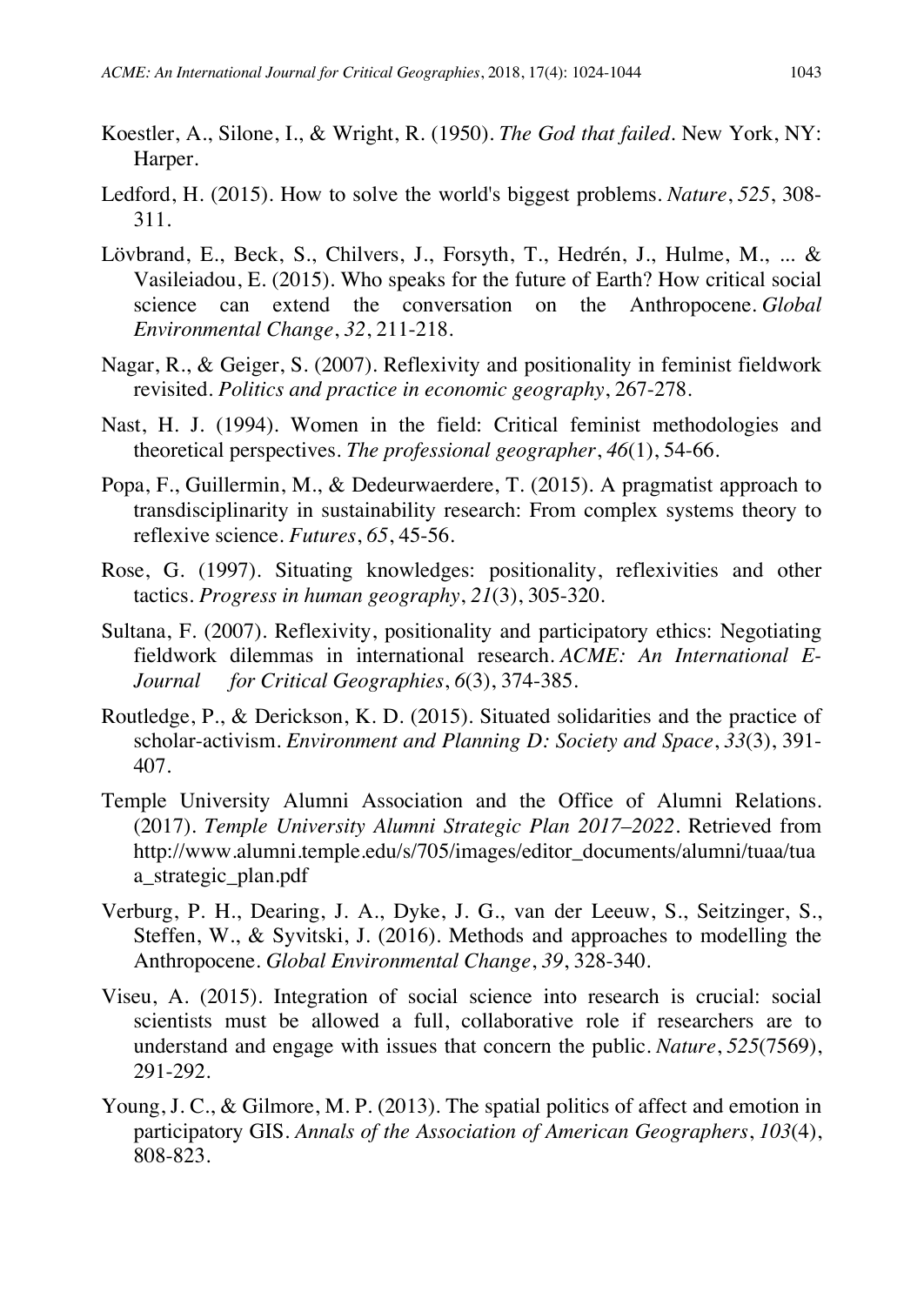Koestler, A., Silone, I., & Wright, R. (1950). *The God that failed*. New York, NY: Harper.

Ledford, H. (2015). How to solve the world's biggest problems. *Nature*, *525*, 308-311.

Lövbrand, E., Beck, S., Chilvers, J., Forsyth, T., Hedrén, J., Hulme, M., ... & Vasileiadou, E. (2015). Who speaks for the future of Earth? How critical social science can extend the conversation on the Anthropocene. *Global Environmental Change*, *32*, 211-218.

Nagar, R., & Geiger, S. (2007). Reflexivity and positionality in feminist fieldwork revisited. *Politics and practice in economic geography*, 267-278.

Nast, H. J. (1994). Women in the field: Critical feminist methodologies and theoretical perspectives. *The professional geographer*, *46*(1), 54-66.

Popa, F., Guillermin, M., & Dedeurwaerdere, T. (2015). A pragmatist approach to transdisciplinarity in sustainability research: From complex systems theory to reflexive science. *Futures*, *65*, 45-56.

Rose, G. (1997). Situating knowledges: positionality, reflexivities and other tactics. *Progress in human geography*, *21*(3), 305-320.

Sultana, F. (2007). Reflexivity, positionality and participatory ethics: Negotiating fieldwork dilemmas in international research. *ACME: An International E-Journal for Critical Geographies*, *6*(3), 374-385.

Routledge, P., & Derickson, K. D. (2015). Situated solidarities and the practice of scholar-activism. *Environment and Planning D: Society and Space*, *33*(3), 391-407.

Temple University Alumni Association and the Office of Alumni Relations. (2017). *Temple University Alumni Strategic Plan 2017–2022*. Retrieved from http://www.alumni.temple.edu/s/705/images/editor_documents/alumni/tuaa/tuaa_strategic_plan.pdf

Verburg, P. H., Dearing, J. A., Dyke, J. G., van der Leeuw, S., Seitzinger, S., Steffen, W., & Syvitski, J. (2016). Methods and approaches to modelling the Anthropocene. *Global Environmental Change*, *39*, 328-340.

Viseu, A. (2015). Integration of social science into research is crucial: social scientists must be allowed a full, collaborative role if researchers are to understand and engage with issues that concern the public. *Nature*, *525*(7569), 291-292.

Young, J. C., & Gilmore, M. P. (2013). The spatial politics of affect and emotion in participatory GIS. *Annals of the Association of American Geographers*, *103*(4), 808-823.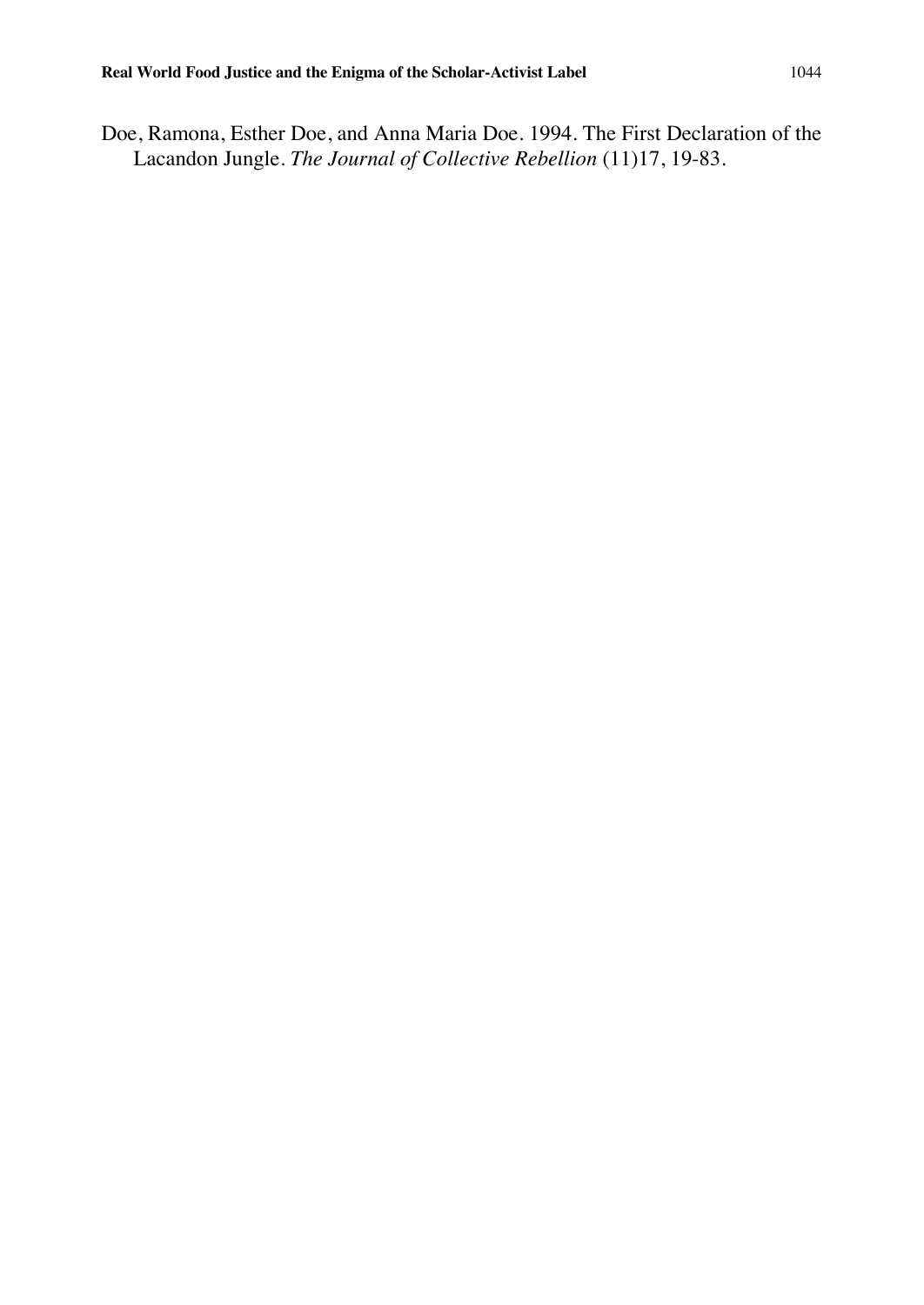Doe, Ramona, Esther Doe, and Anna Maria Doe. 1994. The First Declaration of the Lacandon Jungle. *The Journal of Collective Rebellion* (11)17, 19-83.